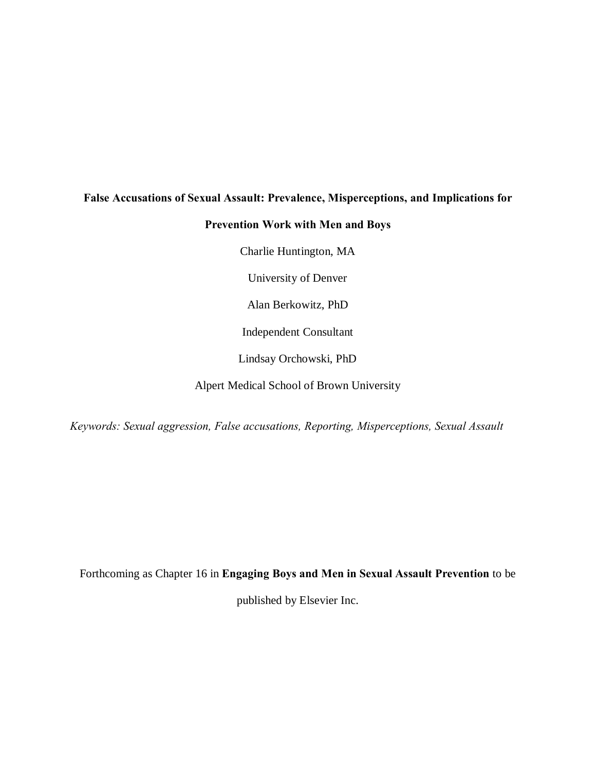# False Accusations of Sexual Assault: Prevalence, Misperceptions, and Implications for Prevention Work with Men and Boys

Charlie Huntington, MA

University of Denver

Alan Berkowitz, PhD

Independent Consultant

Lindsay Orchowski, PhD

Alpert Medical School of Brown University

*Keywords: Sexual aggression, False accusations, Reporting, Misperceptions, Sexual Assault*

Forthcoming as Chapter 16 in **Engaging Boys and Men in Sexual Assault Prevention** to be published by Elsevier Inc.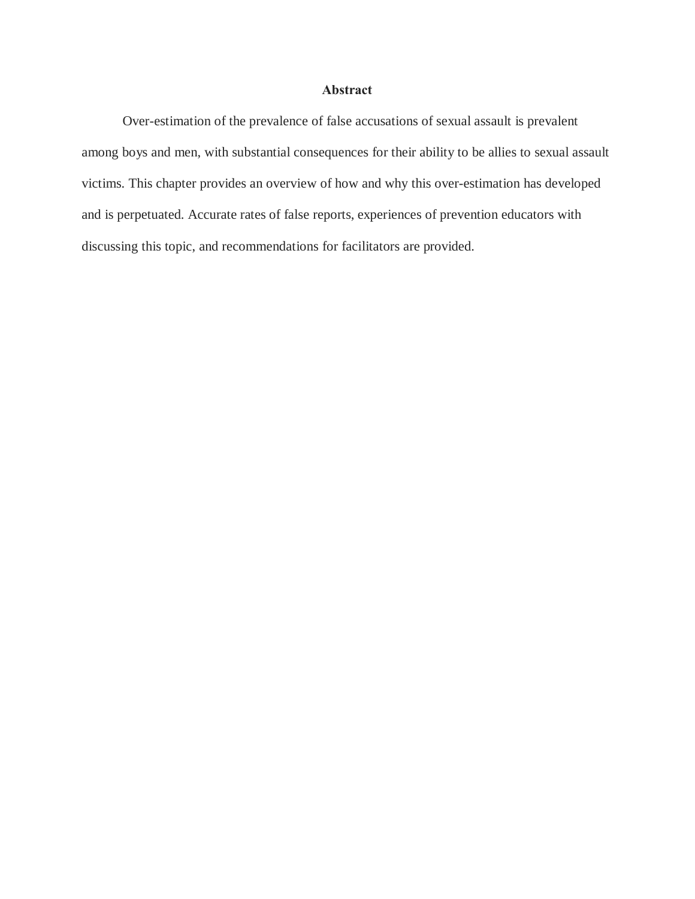## Abstract

Over-estimation of the prevalence of false accusations of sexual assault is prevalent among boys and men, with substantial consequences for their ability to be allies to sexual assault victims. This chapter provides an overview of how and why this over-estimation has developed and is perpetuated. Accurate rates of false reports, experiences of prevention educators with discussing this topic, and recommendations for facilitators are provided.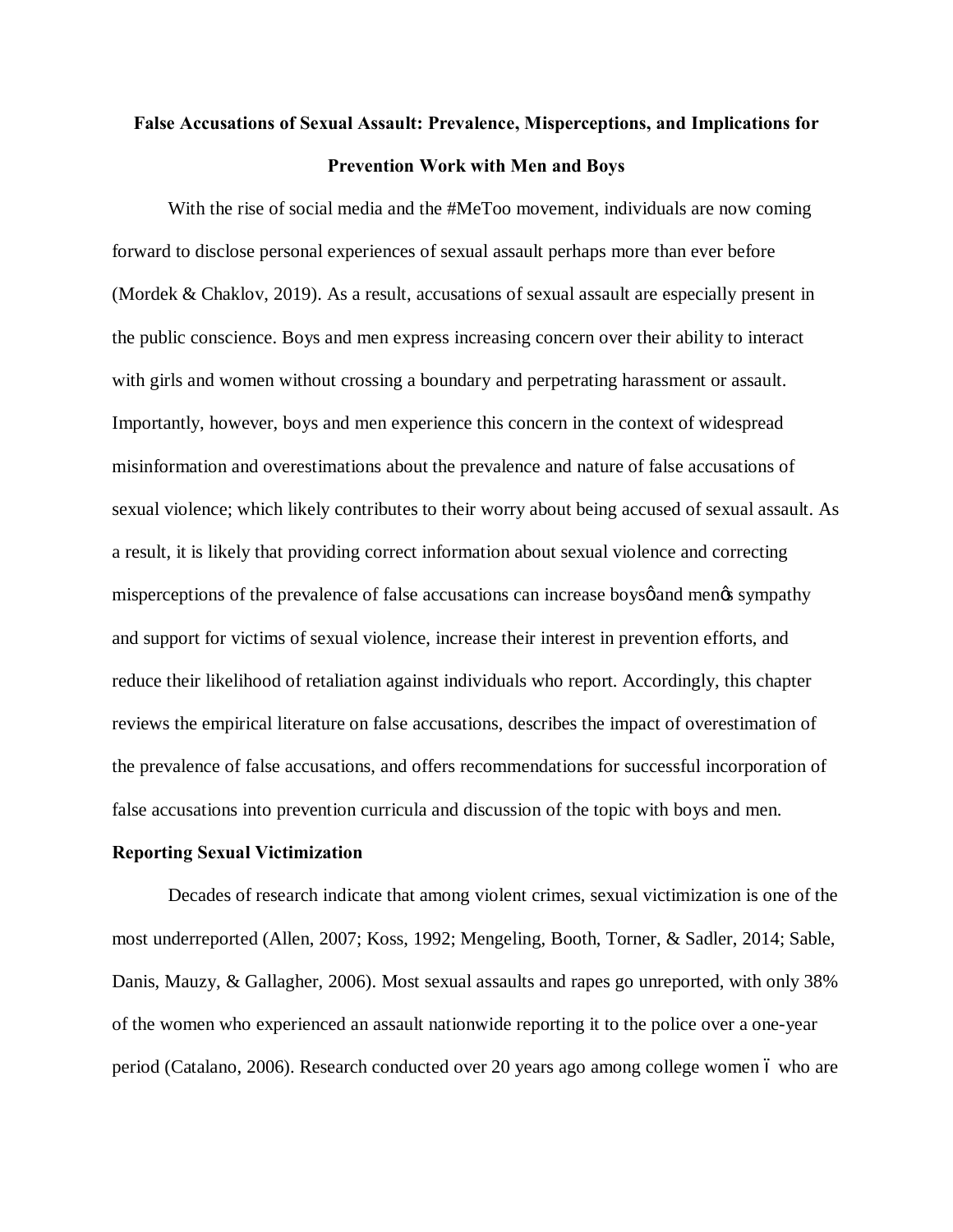**False Accusations of Sexual Assault: Prevalence, Misperceptions, and Implications for Prevention Work with Men and Boys**

With the rise of social media and the #MeToo movement, individuals are now coming forward to disclose personal experiences of sexual assault perhaps more than ever before (Mordek & Chaklov, 2019). As a result, accusations of sexual assault are especially present in the public conscience. Boys and men express increasing concern over their ability to interact with girls and women without crossing a boundary and perpetrating harassment or assault. Importantly, however, boys and men experience this concern in the context of widespread misinformation and overestimations about the prevalence and nature of false accusations of sexual violence; which likely contributes to their worry about being accused of sexual assault. As a result, it is likely that providing correct information about sexual violence and correcting misperceptions of the prevalence of false accusations can increase boysǿ and menǿs sympathy and support for victims of sexual violence, increase their interest in prevention efforts, and reduce their likelihood of retaliation against individuals who report. Accordingly, this chapter reviews the empirical literature on false accusations, describes the impact of overestimation of the prevalence of false accusations, and offers recommendations for successful incorporation of false accusations into prevention curricula and discussion of the topic with boys and men.

**Reporting Sexual Victimization**

Decades of research indicate that among violent crimes, sexual victimization is one of the most underreported (Allen, 2007; Koss, 1992; Mengeling, Booth, Torner, & Sadler, 2014; Sable, Danis, Mauzy, & Gallagher, 2006). Most sexual assaults and rapes go unreported, with only 38% of the women who experienced an assault nationwide reporting it to the police over a one-year period (Catalano, 2006). Research conducted over 20 years ago among college women – who are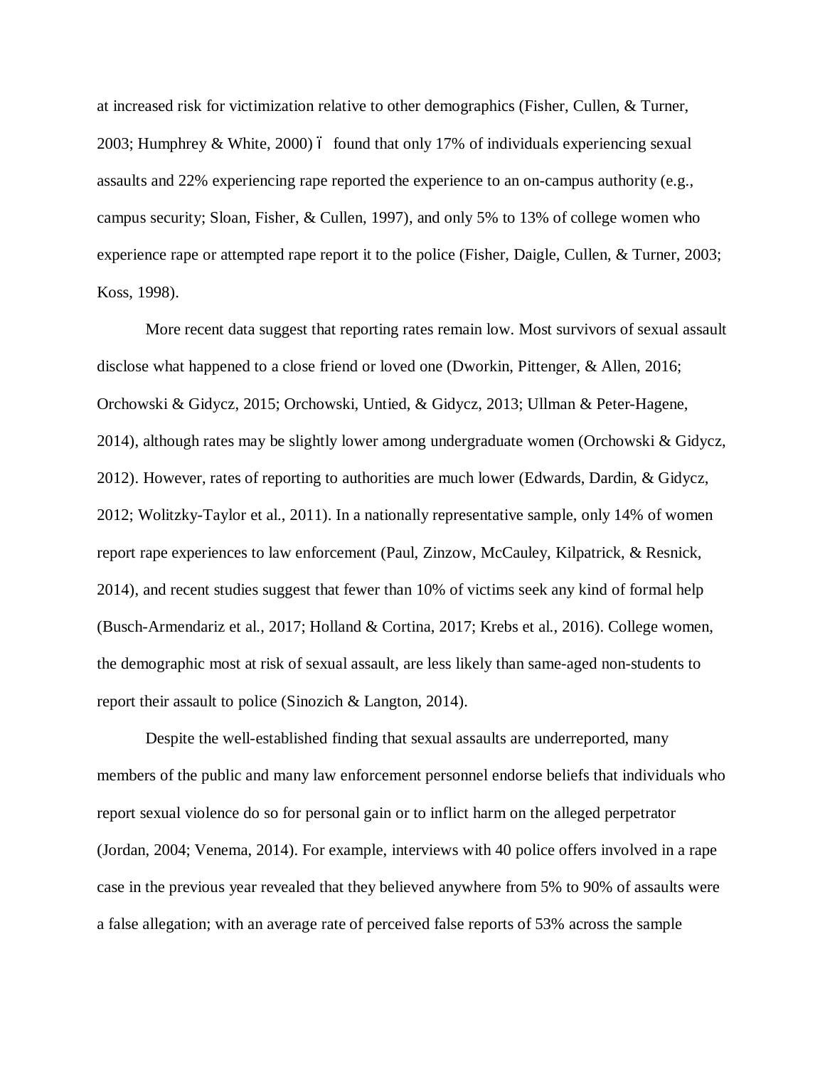at increased risk for victimization relative to other demographics (Fisher, Cullen, & Turner, 2003; Humphrey & White, 2000) ó found that only 17% of individuals experiencing sexual assaults and 22% experiencing rape reported the experience to an on-campus authority (e.g., campus security; Sloan, Fisher, & Cullen, 1997), and only 5% to 13% of college women who experience rape or attempted rape report it to the police (Fisher, Daigle, Cullen, & Turner, 2003; Koss, 1998).

More recent data suggest that reporting rates remain low. Most survivors of sexual assault disclose what happened to a close friend or loved one (Dworkin, Pittenger, & Allen, 2016; Orchowski & Gidycz, 2015; Orchowski, Untied, & Gidycz, 2013; Ullman & Peter-Hagene, 2014), although rates may be slightly lower among undergraduate women (Orchowski & Gidycz, 2012). However, rates of reporting to authorities are much lower (Edwards, Dardin, & Gidycz, 2012; Wolitzky-Taylor et al., 2011). In a nationally representative sample, only 14% of women report rape experiences to law enforcement (Paul, Zinzow, McCauley, Kilpatrick, & Resnick, 2014), and recent studies suggest that fewer than 10% of victims seek any kind of formal help (Busch-Armendariz et al., 2017; Holland & Cortina, 2017; Krebs et al., 2016). College women, the demographic most at risk of sexual assault, are less likely than same-aged non-students to report their assault to police (Sinozich & Langton, 2014).

Despite the well-established finding that sexual assaults are underreported, many members of the public and many law enforcement personnel endorse beliefs that individuals who report sexual violence do so for personal gain or to inflict harm on the alleged perpetrator (Jordan, 2004; Venema, 2014). For example, interviews with 40 police offers involved in a rape case in the previous year revealed that they believed anywhere from 5% to 90% of assaults were a false allegation; with an average rate of perceived false reports of 53% across the sample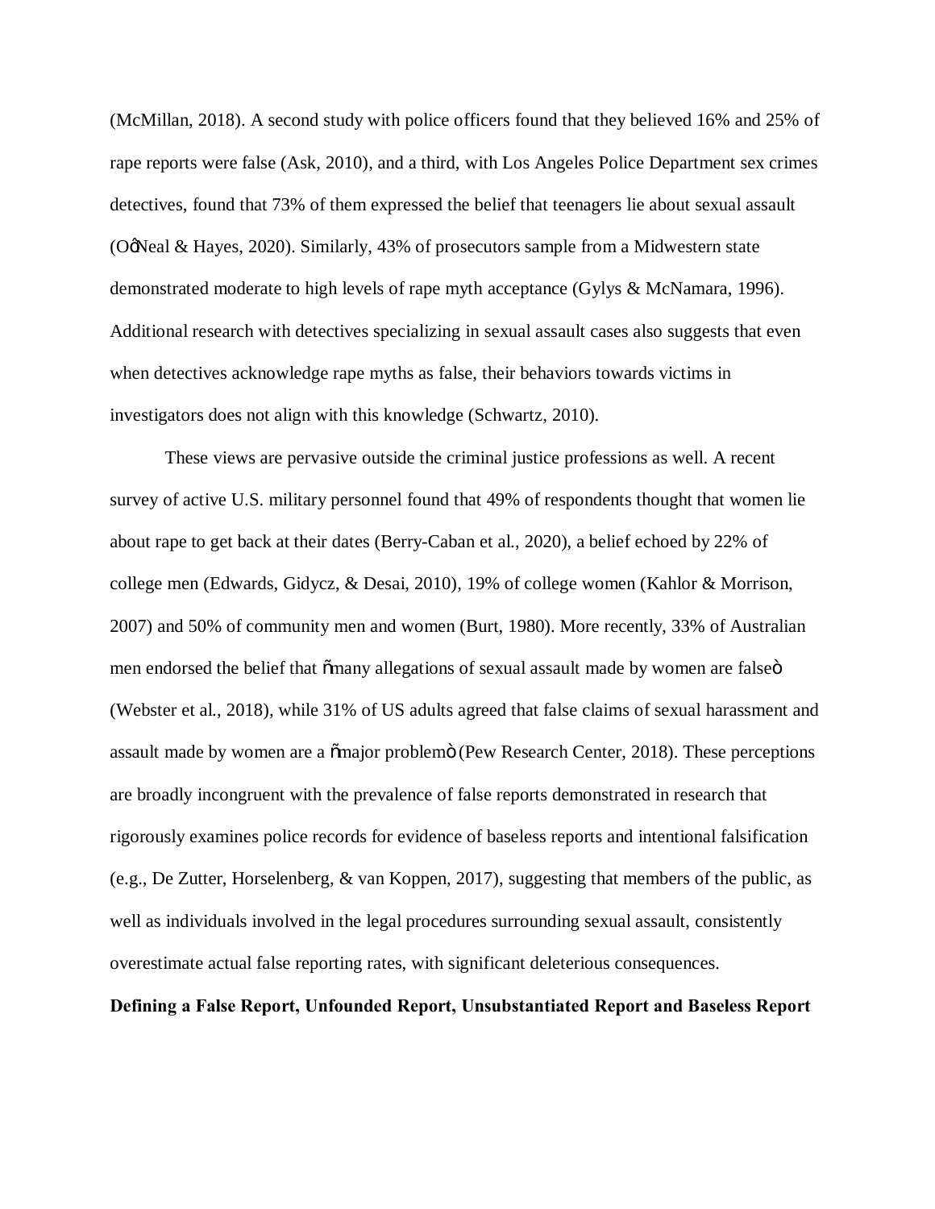(McMillan, 2018). A second study with police officers found that they believed 16% and 25% of rape reports were false (Ask, 2010), and a third, with Los Angeles Police Department sex crimes detectives, found that 73% of them expressed the belief that teenagers lie about sexual assault (O'Neal & Hayes, 2020). Similarly, 43% of prosecutors sample from a Midwestern state demonstrated moderate to high levels of rape myth acceptance (Gylys & McNamara, 1996). Additional research with detectives specializing in sexual assault cases also suggests that even when detectives acknowledge rape myths as false, their behaviors towards victims in investigators does not align with this knowledge (Schwartz, 2010).

These views are pervasive outside the criminal justice professions as well. A recent survey of active U.S. military personnel found that 49% of respondents thought that women lie about rape to get back at their dates (Berry-Caban et al., 2020), a belief echoed by 22% of college men (Edwards, Gidycz, & Desai, 2010), 19% of college women (Kahlor & Morrison, 2007) and 50% of community men and women (Burt, 1980). More recently, 33% of Australian men endorsed the belief that "many allegations of sexual assault made by women are false" (Webster et al., 2018), while 31% of US adults agreed that false claims of sexual harassment and assault made by women are a "major problem" (Pew Research Center, 2018). These perceptions are broadly incongruent with the prevalence of false reports demonstrated in research that rigorously examines police records for evidence of baseless reports and intentional falsification (e.g., De Zutter, Horselenberg, & van Koppen, 2017), suggesting that members of the public, as well as individuals involved in the legal procedures surrounding sexual assault, consistently overestimate actual false reporting rates, with significant deleterious consequences.

**Defining a False Report, Unfounded Report, Unsubstantiated Report and Baseless Report**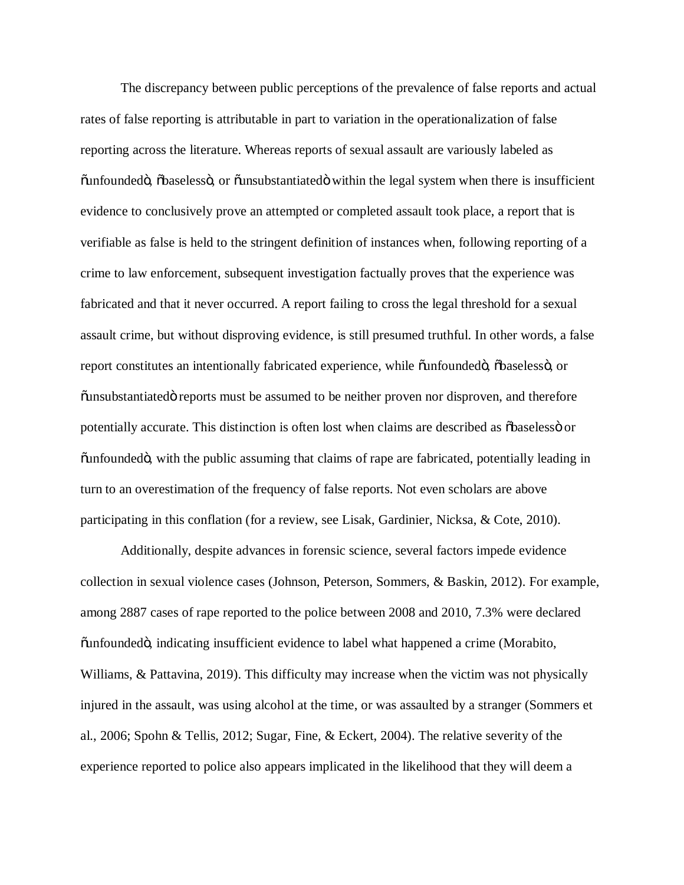The discrepancy between public perceptions of the prevalence of false reports and actual rates of false reporting is attributable in part to variation in the operationalization of false reporting across the literature. Whereas reports of sexual assault are variously labeled as "unfounded", "baseless", or "unsubstantiated" within the legal system when there is insufficient evidence to conclusively prove an attempted or completed assault took place, a report that is verifiable as false is held to the stringent definition of instances when, following reporting of a crime to law enforcement, subsequent investigation factually proves that the experience was fabricated and that it never occurred. A report failing to cross the legal threshold for a sexual assault crime, but without disproving evidence, is still presumed truthful. In other words, a false report constitutes an intentionally fabricated experience, while "unfounded", "baseless", or "unsubstantiated" reports must be assumed to be neither proven nor disproven, and therefore potentially accurate. This distinction is often lost when claims are described as "baseless" or "unfounded", with the public assuming that claims of rape are fabricated, potentially leading in turn to an overestimation of the frequency of false reports. Not even scholars are above participating in this conflation (for a review, see Lisak, Gardinier, Nicksa, & Cote, 2010).

Additionally, despite advances in forensic science, several factors impede evidence collection in sexual violence cases (Johnson, Peterson, Sommers, & Baskin, 2012). For example, among 2887 cases of rape reported to the police between 2008 and 2010, 7.3% were declared "unfounded", indicating insufficient evidence to label what happened a crime (Morabito, Williams, & Pattavina, 2019). This difficulty may increase when the victim was not physically injured in the assault, was using alcohol at the time, or was assaulted by a stranger (Sommers et al., 2006; Spohn & Tellis, 2012; Sugar, Fine, & Eckert, 2004). The relative severity of the experience reported to police also appears implicated in the likelihood that they will deem a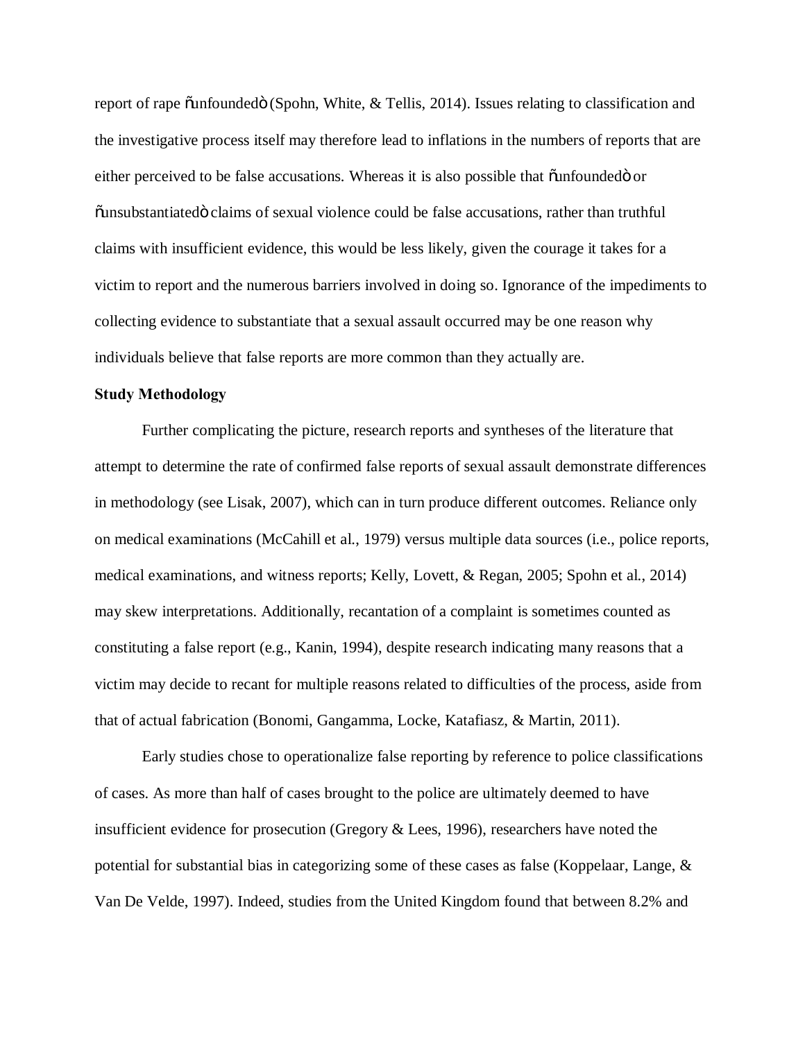report of rape õunfoundedö (Spohn, White, & Tellis, 2014). Issues relating to classification and the investigative process itself may therefore lead to inflations in the numbers of reports that are either perceived to be false accusations. Whereas it is also possible that õunfoundedö or õunsubstantiatedö claims of sexual violence could be false accusations, rather than truthful claims with insufficient evidence, this would be less likely, given the courage it takes for a victim to report and the numerous barriers involved in doing so. Ignorance of the impediments to collecting evidence to substantiate that a sexual assault occurred may be one reason why individuals believe that false reports are more common than they actually are.

**Study Methodology**

Further complicating the picture, research reports and syntheses of the literature that attempt to determine the rate of confirmed false reports of sexual assault demonstrate differences in methodology (see Lisak, 2007), which can in turn produce different outcomes. Reliance only on medical examinations (McCahill et al., 1979) versus multiple data sources (i.e., police reports, medical examinations, and witness reports; Kelly, Lovett, & Regan, 2005; Spohn et al., 2014) may skew interpretations. Additionally, recantation of a complaint is sometimes counted as constituting a false report (e.g., Kanin, 1994), despite research indicating many reasons that a victim may decide to recant for multiple reasons related to difficulties of the process, aside from that of actual fabrication (Bonomi, Gangamma, Locke, Katafiasz, & Martin, 2011).

Early studies chose to operationalize false reporting by reference to police classifications of cases. As more than half of cases brought to the police are ultimately deemed to have insufficient evidence for prosecution (Gregory & Lees, 1996), researchers have noted the potential for substantial bias in categorizing some of these cases as false (Koppelaar, Lange, & Van De Velde, 1997). Indeed, studies from the United Kingdom found that between 8.2% and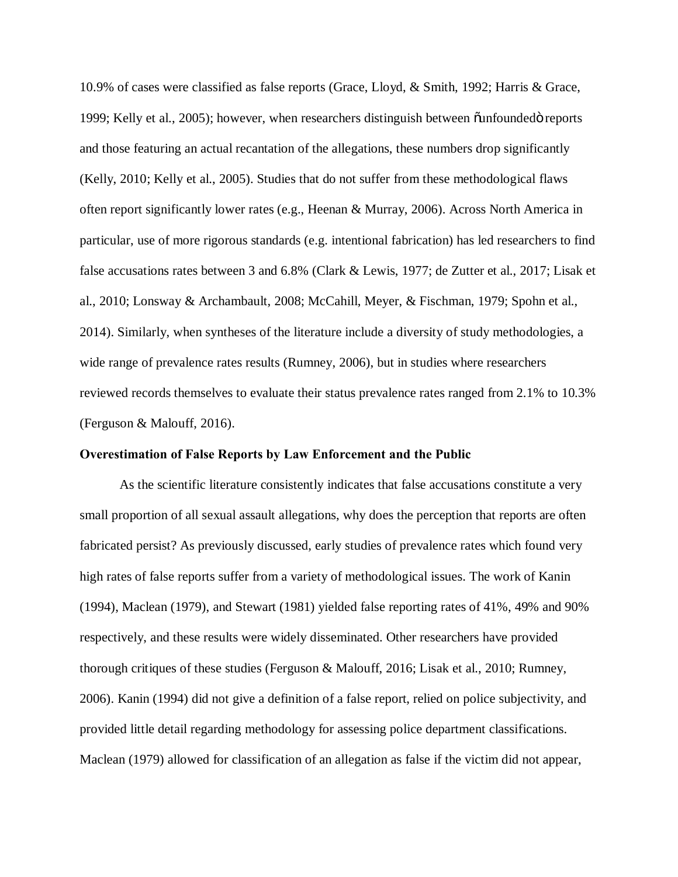10.9% of cases were classified as false reports (Grace, Lloyd, & Smith, 1992; Harris & Grace, 1999; Kelly et al., 2005); however, when researchers distinguish between "unfounded" reports and those featuring an actual recantation of the allegations, these numbers drop significantly (Kelly, 2010; Kelly et al., 2005). Studies that do not suffer from these methodological flaws often report significantly lower rates (e.g., Heenan & Murray, 2006). Across North America in particular, use of more rigorous standards (e.g. intentional fabrication) has led researchers to find false accusations rates between 3 and 6.8% (Clark & Lewis, 1977; de Zutter et al., 2017; Lisak et al., 2010; Lonsway & Archambault, 2008; McCahill, Meyer, & Fischman, 1979; Spohn et al., 2014). Similarly, when syntheses of the literature include a diversity of study methodologies, a wide range of prevalence rates results (Rumney, 2006), but in studies where researchers reviewed records themselves to evaluate their status prevalence rates ranged from 2.1% to 10.3% (Ferguson & Malouff, 2016).

**Overestimation of False Reports by Law Enforcement and the Public**

As the scientific literature consistently indicates that false accusations constitute a very small proportion of all sexual assault allegations, why does the perception that reports are often fabricated persist? As previously discussed, early studies of prevalence rates which found very high rates of false reports suffer from a variety of methodological issues. The work of Kanin (1994), Maclean (1979), and Stewart (1981) yielded false reporting rates of 41%, 49% and 90% respectively, and these results were widely disseminated. Other researchers have provided thorough critiques of these studies (Ferguson & Malouff, 2016; Lisak et al., 2010; Rumney, 2006). Kanin (1994) did not give a definition of a false report, relied on police subjectivity, and provided little detail regarding methodology for assessing police department classifications. Maclean (1979) allowed for classification of an allegation as false if the victim did not appear,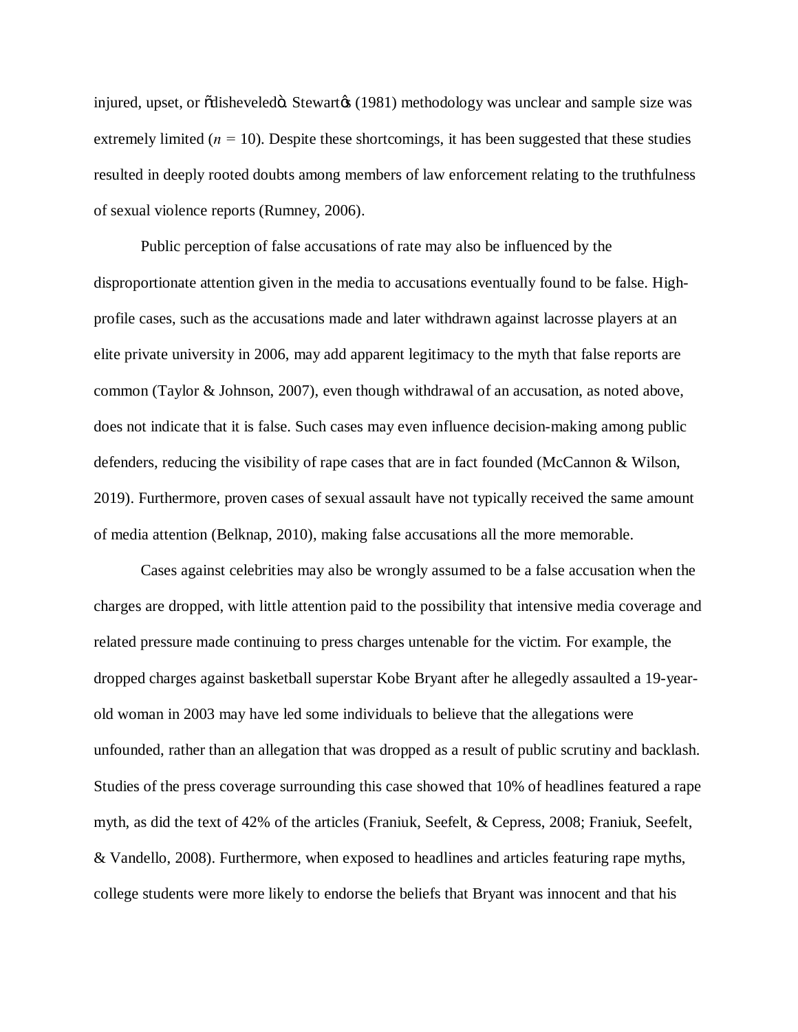injured, upset, or "disheveled". Stewart's (1981) methodology was unclear and sample size was extremely limited ($n$ = 10). Despite these shortcomings, it has been suggested that these studies resulted in deeply rooted doubts among members of law enforcement relating to the truthfulness of sexual violence reports (Rumney, 2006).

Public perception of false accusations of rate may also be influenced by the disproportionate attention given in the media to accusations eventually found to be false. High-profile cases, such as the accusations made and later withdrawn against lacrosse players at an elite private university in 2006, may add apparent legitimacy to the myth that false reports are common (Taylor & Johnson, 2007), even though withdrawal of an accusation, as noted above, does not indicate that it is false. Such cases may even influence decision-making among public defenders, reducing the visibility of rape cases that are in fact founded (McCannon & Wilson, 2019). Furthermore, proven cases of sexual assault have not typically received the same amount of media attention (Belknap, 2010), making false accusations all the more memorable.

Cases against celebrities may also be wrongly assumed to be a false accusation when the charges are dropped, with little attention paid to the possibility that intensive media coverage and related pressure made continuing to press charges untenable for the victim. For example, the dropped charges against basketball superstar Kobe Bryant after he allegedly assaulted a 19-year-old woman in 2003 may have led some individuals to believe that the allegations were unfounded, rather than an allegation that was dropped as a result of public scrutiny and backlash. Studies of the press coverage surrounding this case showed that 10% of headlines featured a rape myth, as did the text of 42% of the articles (Franiuk, Seefelt, & Cepress, 2008; Franiuk, Seefelt, & Vandello, 2008). Furthermore, when exposed to headlines and articles featuring rape myths, college students were more likely to endorse the beliefs that Bryant was innocent and that his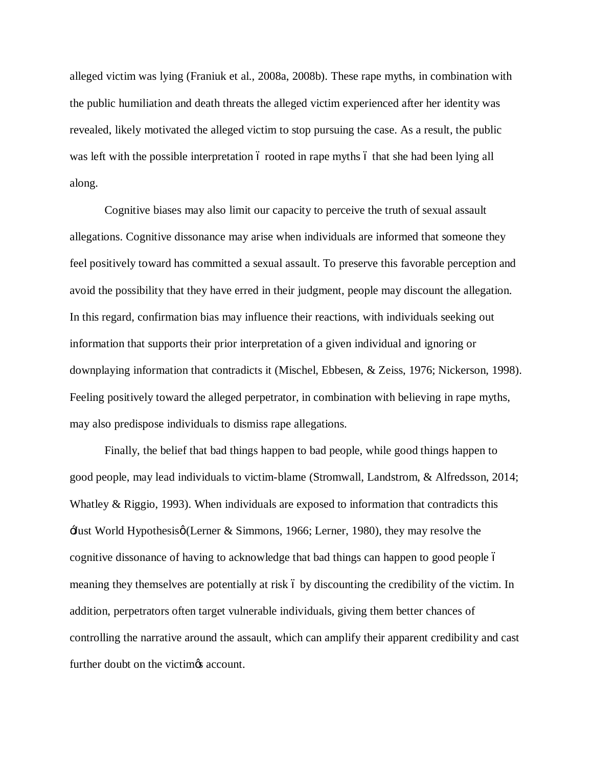alleged victim was lying (Franiuk et al., 2008a, 2008b). These rape myths, in combination with the public humiliation and death threats the alleged victim experienced after her identity was revealed, likely motivated the alleged victim to stop pursuing the case. As a result, the public was left with the possible interpretation – rooted in rape myths – that she had been lying all along.

Cognitive biases may also limit our capacity to perceive the truth of sexual assault allegations. Cognitive dissonance may arise when individuals are informed that someone they feel positively toward has committed a sexual assault. To preserve this favorable perception and avoid the possibility that they have erred in their judgment, people may discount the allegation. In this regard, confirmation bias may influence their reactions, with individuals seeking out information that supports their prior interpretation of a given individual and ignoring or downplaying information that contradicts it (Mischel, Ebbesen, & Zeiss, 1976; Nickerson, 1998). Feeling positively toward the alleged perpetrator, in combination with believing in rape myths, may also predispose individuals to dismiss rape allegations.

Finally, the belief that bad things happen to bad people, while good things happen to good people, may lead individuals to victim-blame (Stromwall, Landstrom, & Alfredsson, 2014; Whatley & Riggio, 1993). When individuals are exposed to information that contradicts this "Just World Hypothesis" (Lerner & Simmons, 1966; Lerner, 1980), they may resolve the cognitive dissonance of having to acknowledge that bad things can happen to good people – meaning they themselves are potentially at risk – by discounting the credibility of the victim. In addition, perpetrators often target vulnerable individuals, giving them better chances of controlling the narrative around the assault, which can amplify their apparent credibility and cast further doubt on the victim's account.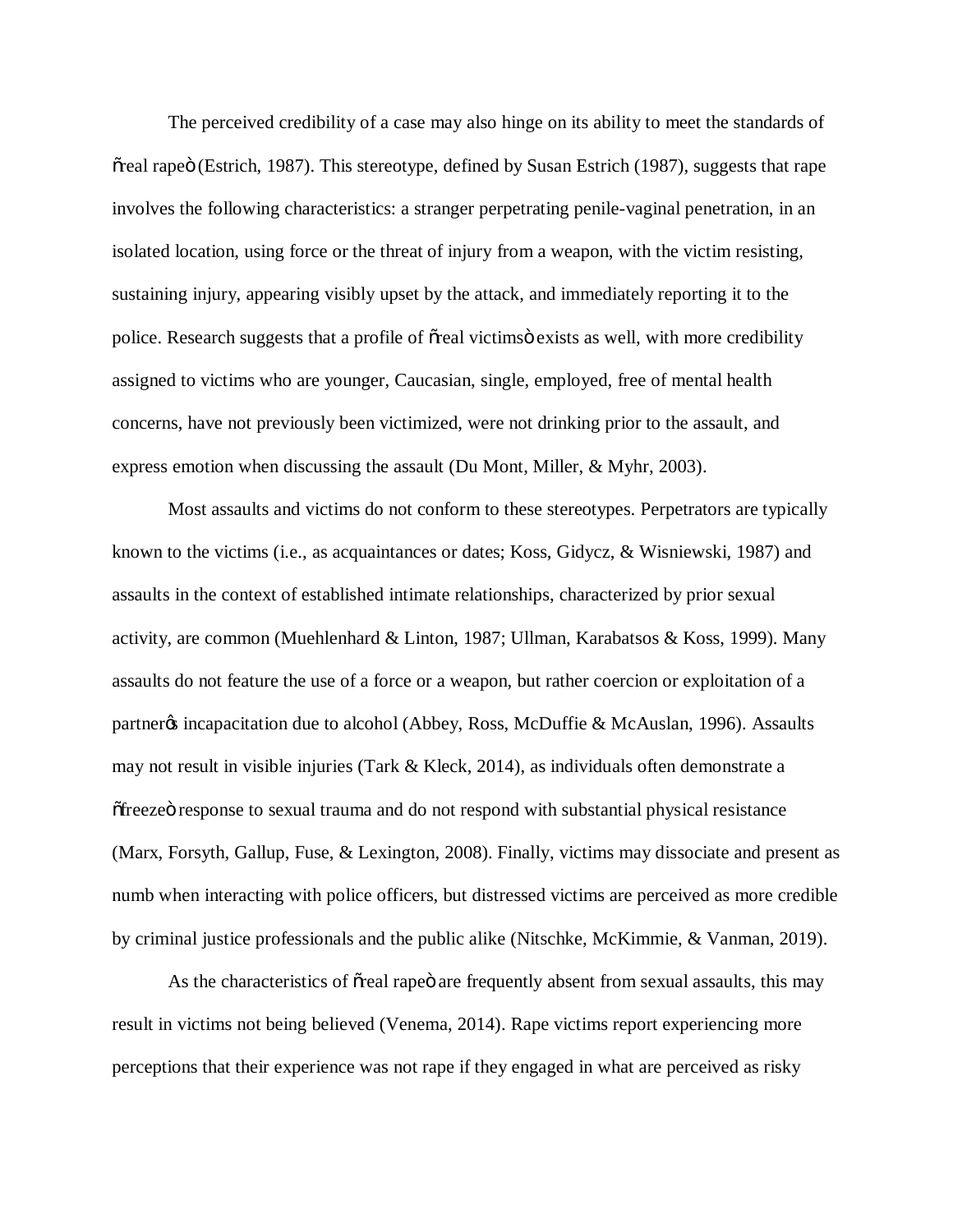The perceived credibility of a case may also hinge on its ability to meet the standards of "real rape" (Estrich, 1987). This stereotype, defined by Susan Estrich (1987), suggests that rape involves the following characteristics: a stranger perpetrating penile-vaginal penetration, in an isolated location, using force or the threat of injury from a weapon, with the victim resisting, sustaining injury, appearing visibly upset by the attack, and immediately reporting it to the police. Research suggests that a profile of "real victims" exists as well, with more credibility assigned to victims who are younger, Caucasian, single, employed, free of mental health concerns, have not previously been victimized, were not drinking prior to the assault, and express emotion when discussing the assault (Du Mont, Miller, & Myhr, 2003).

Most assaults and victims do not conform to these stereotypes. Perpetrators are typically known to the victims (i.e., as acquaintances or dates; Koss, Gidycz, & Wisniewski, 1987) and assaults in the context of established intimate relationships, characterized by prior sexual activity, are common (Muehlenhard & Linton, 1987; Ullman, Karabatsos & Koss, 1999). Many assaults do not feature the use of a force or a weapon, but rather coercion or exploitation of a partner's incapacitation due to alcohol (Abbey, Ross, McDuffie & McAuslan, 1996). Assaults may not result in visible injuries (Tark & Kleck, 2014), as individuals often demonstrate a "freeze" response to sexual trauma and do not respond with substantial physical resistance (Marx, Forsyth, Gallup, Fuse, & Lexington, 2008). Finally, victims may dissociate and present as numb when interacting with police officers, but distressed victims are perceived as more credible by criminal justice professionals and the public alike (Nitschke, McKimmie, & Vanman, 2019).

As the characteristics of "real rape" are frequently absent from sexual assaults, this may result in victims not being believed (Venema, 2014). Rape victims report experiencing more perceptions that their experience was not rape if they engaged in what are perceived as risky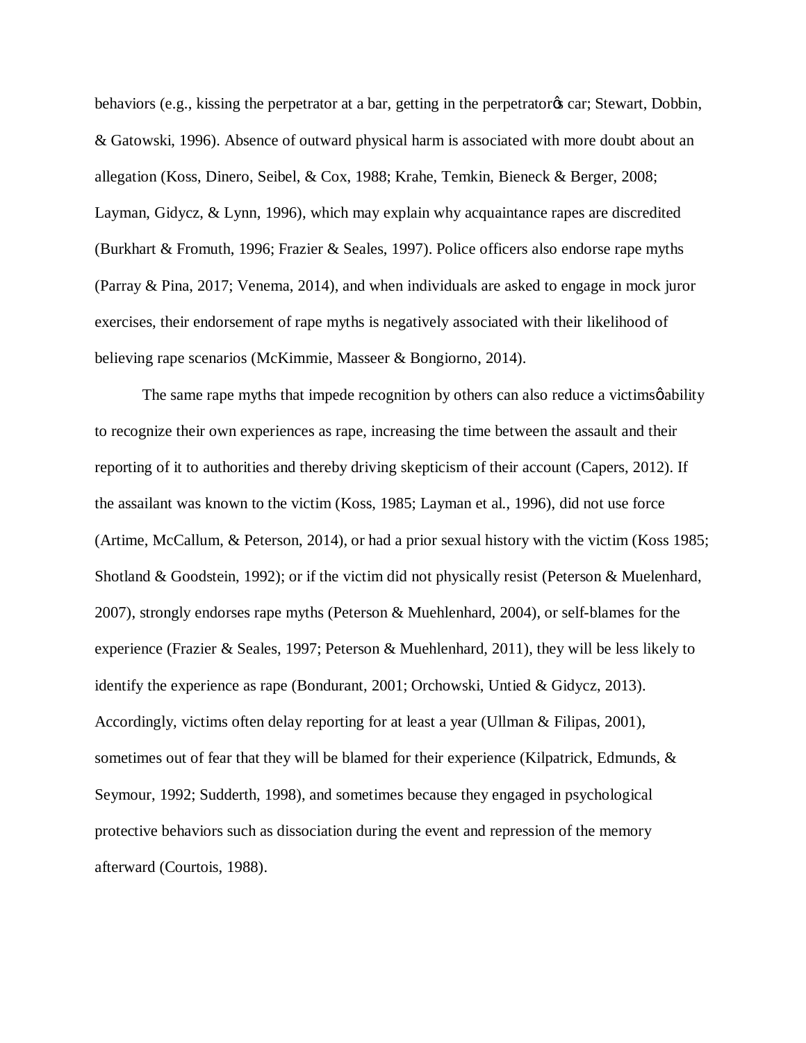behaviors (e.g., kissing the perpetrator at a bar, getting in the perpetrator's car; Stewart, Dobbin, & Gatowski, 1996). Absence of outward physical harm is associated with more doubt about an allegation (Koss, Dinero, Seibel, & Cox, 1988; Krahe, Temkin, Bieneck & Berger, 2008; Layman, Gidycz, & Lynn, 1996), which may explain why acquaintance rapes are discredited (Burkhart & Fromuth, 1996; Frazier & Seales, 1997). Police officers also endorse rape myths (Parray & Pina, 2017; Venema, 2014), and when individuals are asked to engage in mock juror exercises, their endorsement of rape myths is negatively associated with their likelihood of believing rape scenarios (McKimmie, Masseer & Bongiorno, 2014).

The same rape myths that impede recognition by others can also reduce a victims' ability to recognize their own experiences as rape, increasing the time between the assault and their reporting of it to authorities and thereby driving skepticism of their account (Capers, 2012). If the assailant was known to the victim (Koss, 1985; Layman et al., 1996), did not use force (Artime, McCallum, & Peterson, 2014), or had a prior sexual history with the victim (Koss 1985; Shotland & Goodstein, 1992); or if the victim did not physically resist (Peterson & Muelenhard, 2007), strongly endorses rape myths (Peterson & Muehlenhard, 2004), or self-blames for the experience (Frazier & Seales, 1997; Peterson & Muehlenhard, 2011), they will be less likely to identify the experience as rape (Bondurant, 2001; Orchowski, Untied & Gidycz, 2013). Accordingly, victims often delay reporting for at least a year (Ullman & Filipas, 2001), sometimes out of fear that they will be blamed for their experience (Kilpatrick, Edmunds, & Seymour, 1992; Sudderth, 1998), and sometimes because they engaged in psychological protective behaviors such as dissociation during the event and repression of the memory afterward (Courtois, 1988).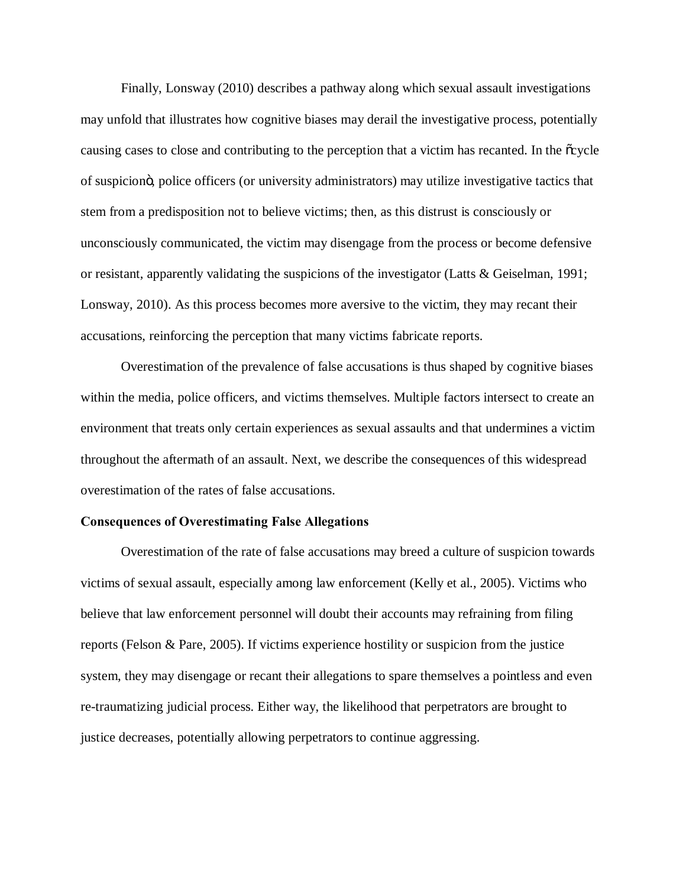Finally, Lonsway (2010) describes a pathway along which sexual assault investigations may unfold that illustrates how cognitive biases may derail the investigative process, potentially causing cases to close and contributing to the perception that a victim has recanted. In the "cycle of suspicion", police officers (or university administrators) may utilize investigative tactics that stem from a predisposition not to believe victims; then, as this distrust is consciously or unconsciously communicated, the victim may disengage from the process or become defensive or resistant, apparently validating the suspicions of the investigator (Latts & Geiselman, 1991; Lonsway, 2010). As this process becomes more aversive to the victim, they may recant their accusations, reinforcing the perception that many victims fabricate reports.

Overestimation of the prevalence of false accusations is thus shaped by cognitive biases within the media, police officers, and victims themselves. Multiple factors intersect to create an environment that treats only certain experiences as sexual assaults and that undermines a victim throughout the aftermath of an assault. Next, we describe the consequences of this widespread overestimation of the rates of false accusations.

**Consequences of Overestimating False Allegations**

Overestimation of the rate of false accusations may breed a culture of suspicion towards victims of sexual assault, especially among law enforcement (Kelly et al., 2005). Victims who believe that law enforcement personnel will doubt their accounts may refraining from filing reports (Felson & Pare, 2005). If victims experience hostility or suspicion from the justice system, they may disengage or recant their allegations to spare themselves a pointless and even re-traumatizing judicial process. Either way, the likelihood that perpetrators are brought to justice decreases, potentially allowing perpetrators to continue aggressing.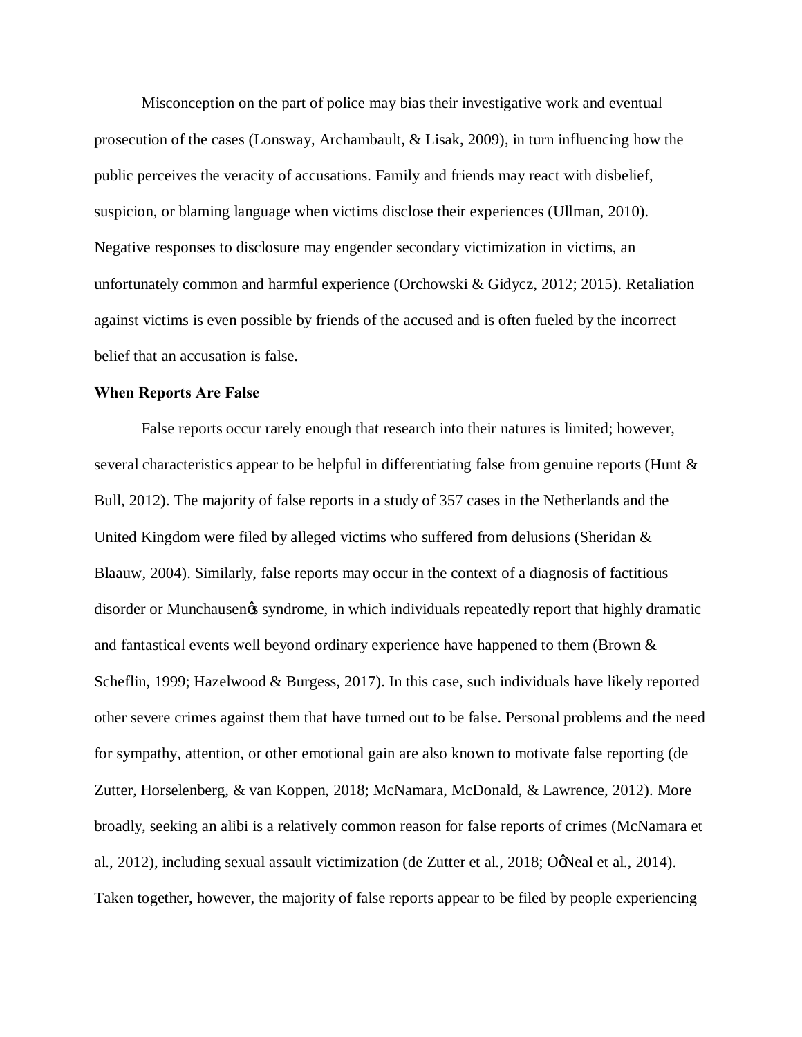Misconception on the part of police may bias their investigative work and eventual prosecution of the cases (Lonsway, Archambault, & Lisak, 2009), in turn influencing how the public perceives the veracity of accusations. Family and friends may react with disbelief, suspicion, or blaming language when victims disclose their experiences (Ullman, 2010). Negative responses to disclosure may engender secondary victimization in victims, an unfortunately common and harmful experience (Orchowski & Gidycz, 2012; 2015). Retaliation against victims is even possible by friends of the accused and is often fueled by the incorrect belief that an accusation is false.

**When Reports Are False**

False reports occur rarely enough that research into their natures is limited; however, several characteristics appear to be helpful in differentiating false from genuine reports (Hunt & Bull, 2012). The majority of false reports in a study of 357 cases in the Netherlands and the United Kingdom were filed by alleged victims who suffered from delusions (Sheridan & Blaauw, 2004). Similarly, false reports may occur in the context of a diagnosis of factitious disorder or Munchausen's syndrome, in which individuals repeatedly report that highly dramatic and fantastical events well beyond ordinary experience have happened to them (Brown & Scheflin, 1999; Hazelwood & Burgess, 2017). In this case, such individuals have likely reported other severe crimes against them that have turned out to be false. Personal problems and the need for sympathy, attention, or other emotional gain are also known to motivate false reporting (de Zutter, Horselenberg, & van Koppen, 2018; McNamara, McDonald, & Lawrence, 2012). More broadly, seeking an alibi is a relatively common reason for false reports of crimes (McNamara et al., 2012), including sexual assault victimization (de Zutter et al., 2018; O'Neal et al., 2014). Taken together, however, the majority of false reports appear to be filed by people experiencing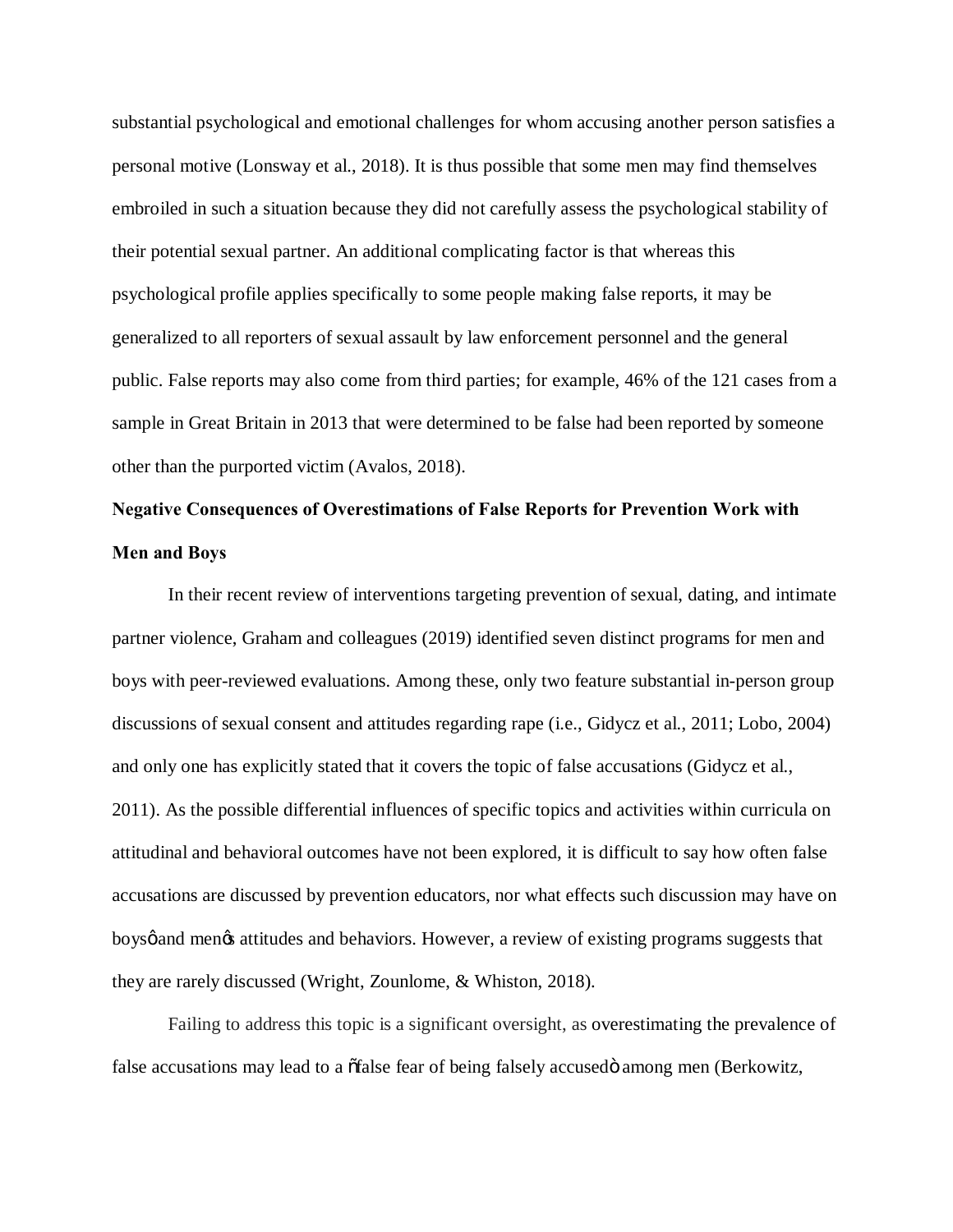substantial psychological and emotional challenges for whom accusing another person satisfies a personal motive (Lonsway et al., 2018). It is thus possible that some men may find themselves embroiled in such a situation because they did not carefully assess the psychological stability of their potential sexual partner. An additional complicating factor is that whereas this psychological profile applies specifically to some people making false reports, it may be generalized to all reporters of sexual assault by law enforcement personnel and the general public. False reports may also come from third parties; for example, 46% of the 121 cases from a sample in Great Britain in 2013 that were determined to be false had been reported by someone other than the purported victim (Avalos, 2018).

**Negative Consequences of Overestimations of False Reports for Prevention Work with Men and Boys**

In their recent review of interventions targeting prevention of sexual, dating, and intimate partner violence, Graham and colleagues (2019) identified seven distinct programs for men and boys with peer-reviewed evaluations. Among these, only two feature substantial in-person group discussions of sexual consent and attitudes regarding rape (i.e., Gidycz et al., 2011; Lobo, 2004) and only one has explicitly stated that it covers the topic of false accusations (Gidycz et al., 2011). As the possible differential influences of specific topics and activities within curricula on attitudinal and behavioral outcomes have not been explored, it is difficult to say how often false accusations are discussed by prevention educators, nor what effects such discussion may have on boys' and men's attitudes and behaviors. However, a review of existing programs suggests that they are rarely discussed (Wright, Zounlome, & Whiston, 2018).

Failing to address this topic is a significant oversight, as overestimating the prevalence of false accusations may lead to a "false fear of being falsely accused" among men (Berkowitz,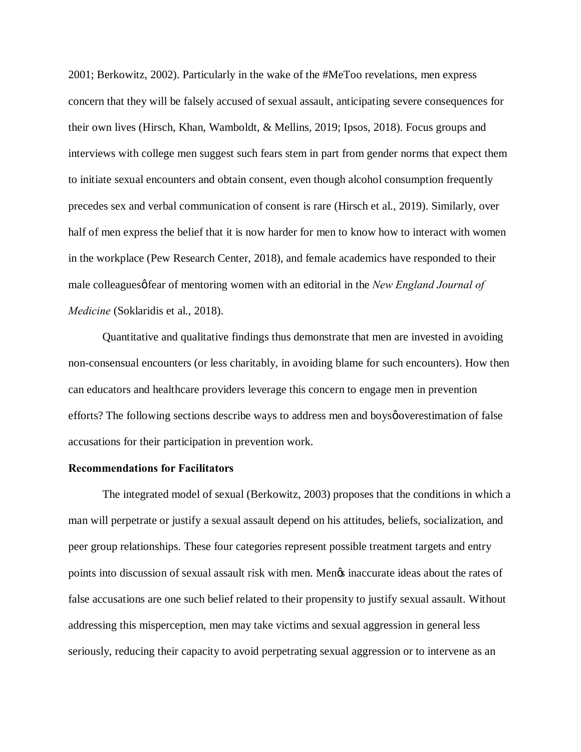2001; Berkowitz, 2002). Particularly in the wake of the #MeToo revelations, men express concern that they will be falsely accused of sexual assault, anticipating severe consequences for their own lives (Hirsch, Khan, Wamboldt, & Mellins, 2019; Ipsos, 2018). Focus groups and interviews with college men suggest such fears stem in part from gender norms that expect them to initiate sexual encounters and obtain consent, even though alcohol consumption frequently precedes sex and verbal communication of consent is rare (Hirsch et al., 2019). Similarly, over half of men express the belief that it is now harder for men to know how to interact with women in the workplace (Pew Research Center, 2018), and female academics have responded to their male colleaguesǿ fear of mentoring women with an editorial in the *New England Journal of Medicine* (Soklaridis et al., 2018).

Quantitative and qualitative findings thus demonstrate that men are invested in avoiding non-consensual encounters (or less charitably, in avoiding blame for such encounters). How then can educators and healthcare providers leverage this concern to engage men in prevention efforts? The following sections describe ways to address men and boysǿ overestimation of false accusations for their participation in prevention work.

**Recommendations for Facilitators**

The integrated model of sexual (Berkowitz, 2003) proposes that the conditions in which a man will perpetrate or justify a sexual assault depend on his attitudes, beliefs, socialization, and peer group relationships. These four categories represent possible treatment targets and entry points into discussion of sexual assault risk with men. Menǿs inaccurate ideas about the rates of false accusations are one such belief related to their propensity to justify sexual assault. Without addressing this misperception, men may take victims and sexual aggression in general less seriously, reducing their capacity to avoid perpetrating sexual aggression or to intervene as an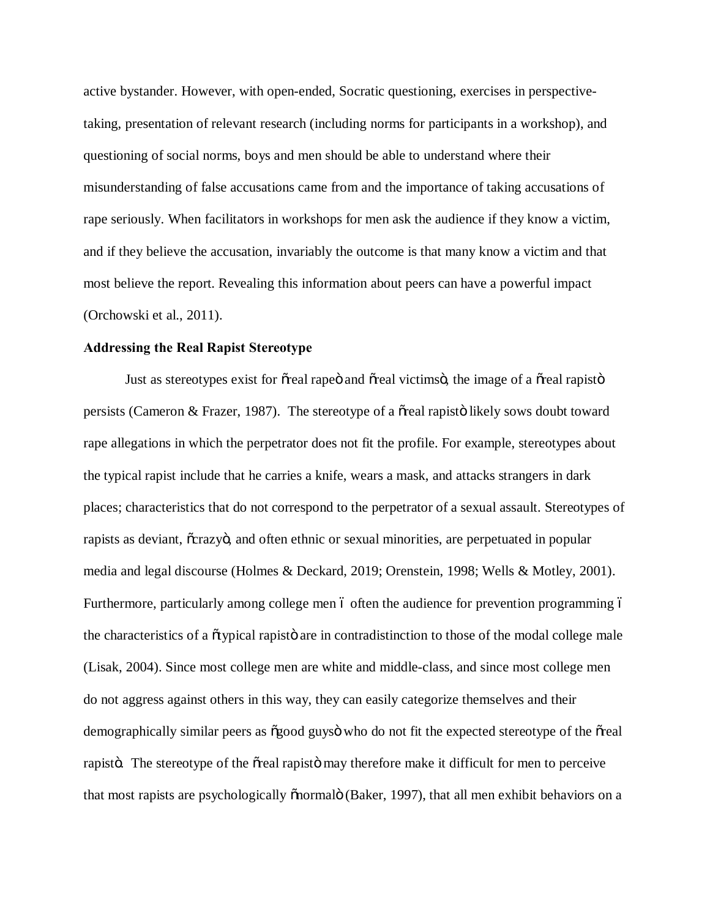active bystander. However, with open-ended, Socratic questioning, exercises in perspective-taking, presentation of relevant research (including norms for participants in a workshop), and questioning of social norms, boys and men should be able to understand where their misunderstanding of false accusations came from and the importance of taking accusations of rape seriously. When facilitators in workshops for men ask the audience if they know a victim, and if they believe the accusation, invariably the outcome is that many know a victim and that most believe the report. Revealing this information about peers can have a powerful impact (Orchowski et al., 2011).

**Addressing the Real Rapist Stereotype**

Just as stereotypes exist for "real rape" and "real victims", the image of a "real rapist" persists (Cameron & Frazer, 1987). The stereotype of a "real rapist" likely sows doubt toward rape allegations in which the perpetrator does not fit the profile. For example, stereotypes about the typical rapist include that he carries a knife, wears a mask, and attacks strangers in dark places; characteristics that do not correspond to the perpetrator of a sexual assault. Stereotypes of rapists as deviant, "crazy", and often ethnic or sexual minorities, are perpetuated in popular media and legal discourse (Holmes & Deckard, 2019; Orenstein, 1998; Wells & Motley, 2001). Furthermore, particularly among college men – often the audience for prevention programming – the characteristics of a "typical rapist" are in contradistinction to those of the modal college male (Lisak, 2004). Since most college men are white and middle-class, and since most college men do not aggress against others in this way, they can easily categorize themselves and their demographically similar peers as "good guys" who do not fit the expected stereotype of the "real rapist". The stereotype of the "real rapist" may therefore make it difficult for men to perceive that most rapists are psychologically "normal" (Baker, 1997), that all men exhibit behaviors on a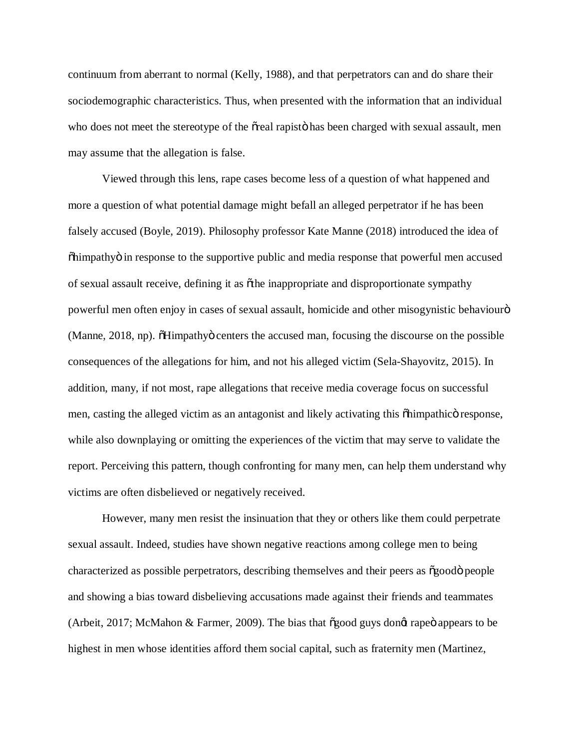continuum from aberrant to normal (Kelly, 1988), and that perpetrators can and do share their sociodemographic characteristics. Thus, when presented with the information that an individual who does not meet the stereotype of the "real rapist" has been charged with sexual assault, men may assume that the allegation is false.

Viewed through this lens, rape cases become less of a question of what happened and more a question of what potential damage might befall an alleged perpetrator if he has been falsely accused (Boyle, 2019). Philosophy professor Kate Manne (2018) introduced the idea of "himpathy" in response to the supportive public and media response that powerful men accused of sexual assault receive, defining it as "the inappropriate and disproportionate sympathy powerful men often enjoy in cases of sexual assault, homicide and other misogynistic behaviour" (Manne, 2018, np). "Himpathy" centers the accused man, focusing the discourse on the possible consequences of the allegations for him, and not his alleged victim (Sela-Shayovitz, 2015). In addition, many, if not most, rape allegations that receive media coverage focus on successful men, casting the alleged victim as an antagonist and likely activating this "himpathic" response, while also downplaying or omitting the experiences of the victim that may serve to validate the report. Perceiving this pattern, though confronting for many men, can help them understand why victims are often disbelieved or negatively received.

However, many men resist the insinuation that they or others like them could perpetrate sexual assault. Indeed, studies have shown negative reactions among college men to being characterized as possible perpetrators, describing themselves and their peers as "good" people and showing a bias toward disbelieving accusations made against their friends and teammates (Arbeit, 2017; McMahon & Farmer, 2009). The bias that "good guys don't rape" appears to be highest in men whose identities afford them social capital, such as fraternity men (Martinez,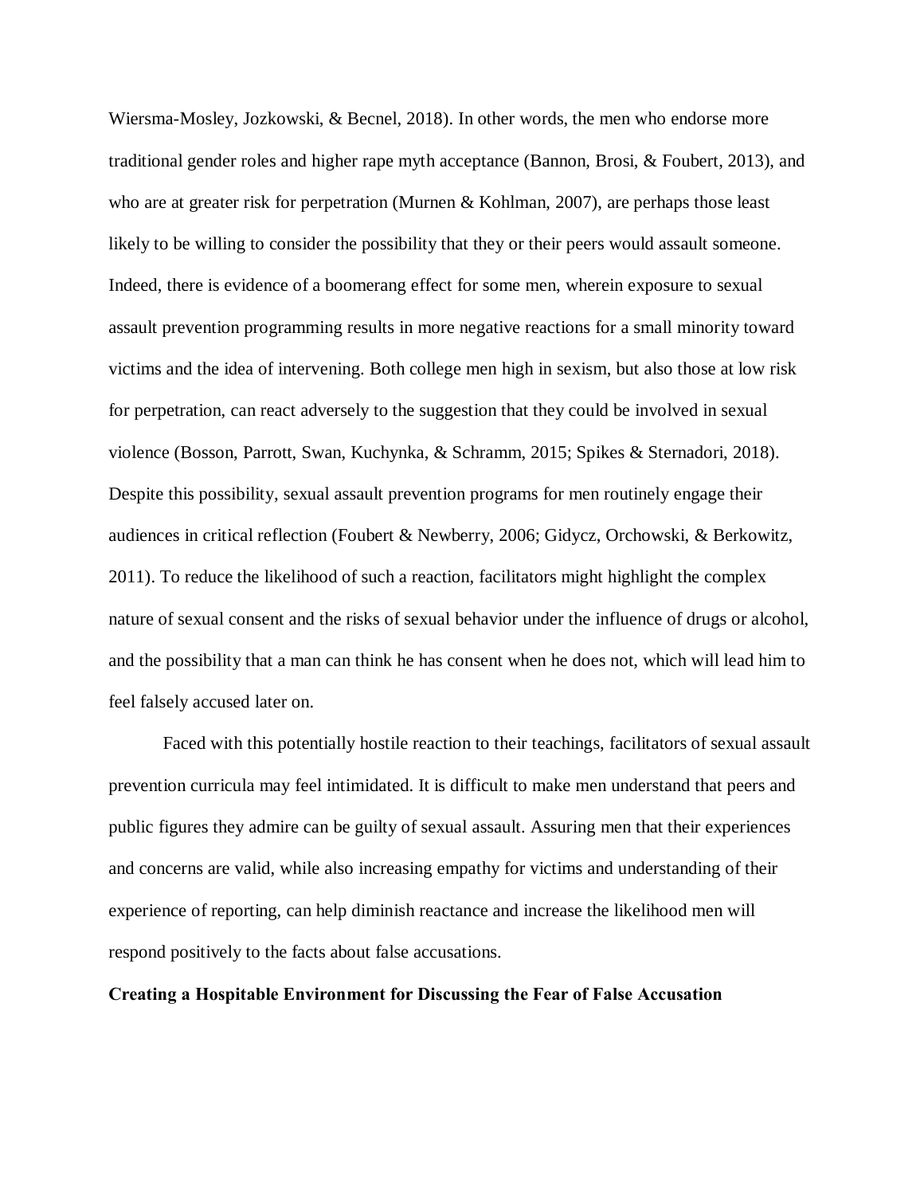Wiersma-Mosley, Jozkowski, & Becnel, 2018). In other words, the men who endorse more traditional gender roles and higher rape myth acceptance (Bannon, Brosi, & Foubert, 2013), and who are at greater risk for perpetration (Murnen & Kohlman, 2007), are perhaps those least likely to be willing to consider the possibility that they or their peers would assault someone. Indeed, there is evidence of a boomerang effect for some men, wherein exposure to sexual assault prevention programming results in more negative reactions for a small minority toward victims and the idea of intervening. Both college men high in sexism, but also those at low risk for perpetration, can react adversely to the suggestion that they could be involved in sexual violence (Bosson, Parrott, Swan, Kuchynka, & Schramm, 2015; Spikes & Sternadori, 2018). Despite this possibility, sexual assault prevention programs for men routinely engage their audiences in critical reflection (Foubert & Newberry, 2006; Gidycz, Orchowski, & Berkowitz, 2011). To reduce the likelihood of such a reaction, facilitators might highlight the complex nature of sexual consent and the risks of sexual behavior under the influence of drugs or alcohol, and the possibility that a man can think he has consent when he does not, which will lead him to feel falsely accused later on.

Faced with this potentially hostile reaction to their teachings, facilitators of sexual assault prevention curricula may feel intimidated. It is difficult to make men understand that peers and public figures they admire can be guilty of sexual assault. Assuring men that their experiences and concerns are valid, while also increasing empathy for victims and understanding of their experience of reporting, can help diminish reactance and increase the likelihood men will respond positively to the facts about false accusations.

**Creating a Hospitable Environment for Discussing the Fear of False Accusation**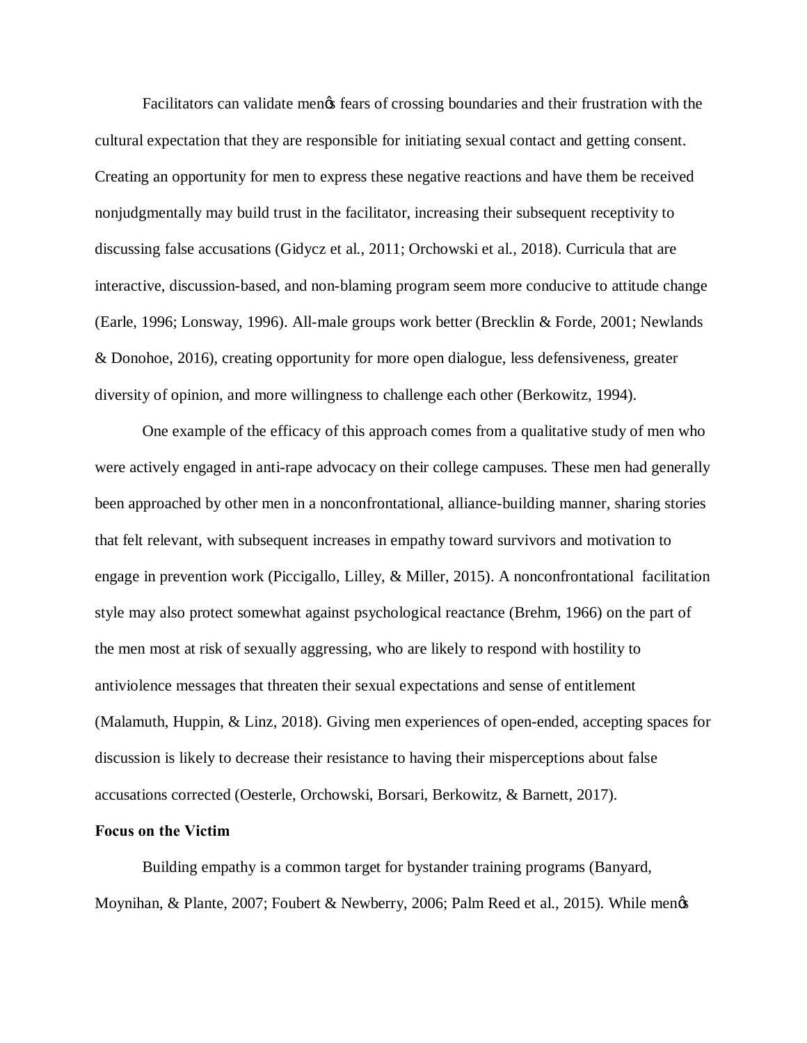Facilitators can validate men's fears of crossing boundaries and their frustration with the cultural expectation that they are responsible for initiating sexual contact and getting consent. Creating an opportunity for men to express these negative reactions and have them be received nonjudgmentally may build trust in the facilitator, increasing their subsequent receptivity to discussing false accusations (Gidycz et al., 2011; Orchowski et al., 2018). Curricula that are interactive, discussion-based, and non-blaming program seem more conducive to attitude change (Earle, 1996; Lonsway, 1996). All-male groups work better (Brecklin & Forde, 2001; Newlands & Donohoe, 2016), creating opportunity for more open dialogue, less defensiveness, greater diversity of opinion, and more willingness to challenge each other (Berkowitz, 1994).

One example of the efficacy of this approach comes from a qualitative study of men who were actively engaged in anti-rape advocacy on their college campuses. These men had generally been approached by other men in a nonconfrontational, alliance-building manner, sharing stories that felt relevant, with subsequent increases in empathy toward survivors and motivation to engage in prevention work (Piccigallo, Lilley, & Miller, 2015). A nonconfrontational facilitation style may also protect somewhat against psychological reactance (Brehm, 1966) on the part of the men most at risk of sexually aggressing, who are likely to respond with hostility to antiviolence messages that threaten their sexual expectations and sense of entitlement (Malamuth, Huppin, & Linz, 2018). Giving men experiences of open-ended, accepting spaces for discussion is likely to decrease their resistance to having their misperceptions about false accusations corrected (Oesterle, Orchowski, Borsari, Berkowitz, & Barnett, 2017).

**Focus on the Victim**

Building empathy is a common target for bystander training programs (Banyard, Moynihan, & Plante, 2007; Foubert & Newberry, 2006; Palm Reed et al., 2015). While men's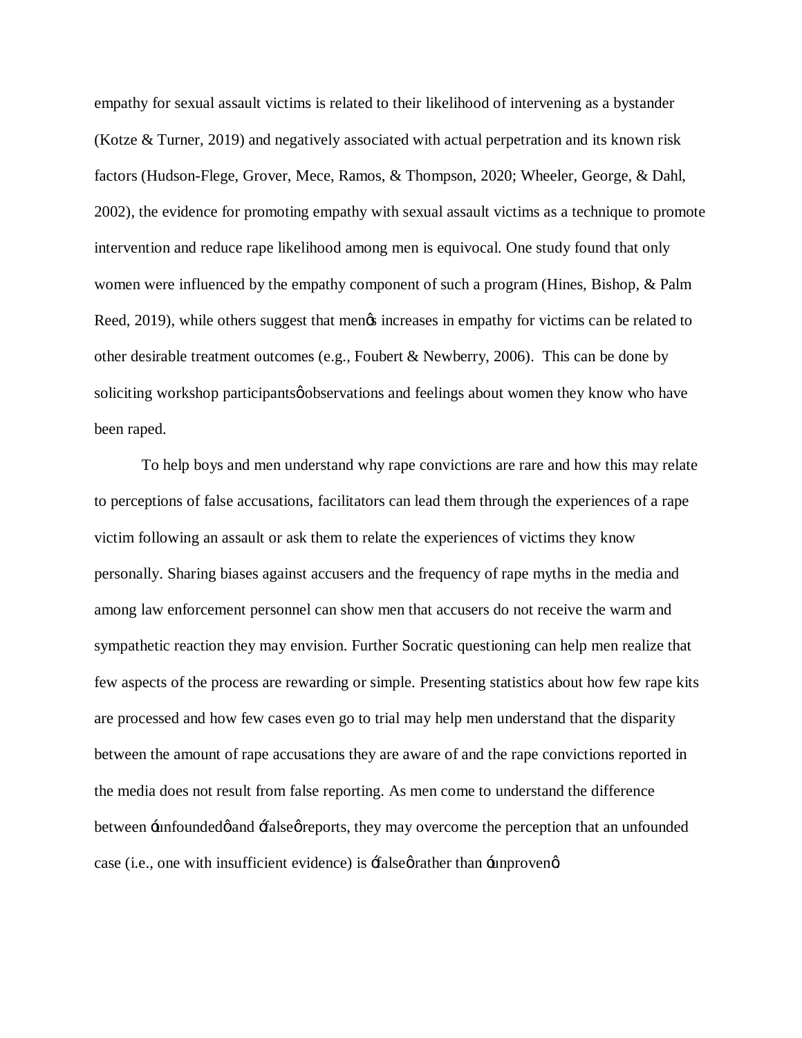empathy for sexual assault victims is related to their likelihood of intervening as a bystander (Kotze & Turner, 2019) and negatively associated with actual perpetration and its known risk factors (Hudson-Flege, Grover, Mece, Ramos, & Thompson, 2020; Wheeler, George, & Dahl, 2002), the evidence for promoting empathy with sexual assault victims as a technique to promote intervention and reduce rape likelihood among men is equivocal. One study found that only women were influenced by the empathy component of such a program (Hines, Bishop, & Palm Reed, 2019), while others suggest that men's increases in empathy for victims can be related to other desirable treatment outcomes (e.g., Foubert & Newberry, 2006). This can be done by soliciting workshop participants' observations and feelings about women they know who have been raped.

To help boys and men understand why rape convictions are rare and how this may relate to perceptions of false accusations, facilitators can lead them through the experiences of a rape victim following an assault or ask them to relate the experiences of victims they know personally. Sharing biases against accusers and the frequency of rape myths in the media and among law enforcement personnel can show men that accusers do not receive the warm and sympathetic reaction they may envision. Further Socratic questioning can help men realize that few aspects of the process are rewarding or simple. Presenting statistics about how few rape kits are processed and how few cases even go to trial may help men understand that the disparity between the amount of rape accusations they are aware of and the rape convictions reported in the media does not result from false reporting. As men come to understand the difference between "unfounded" and "false" reports, they may overcome the perception that an unfounded case (i.e., one with insufficient evidence) is "false" rather than "unproven."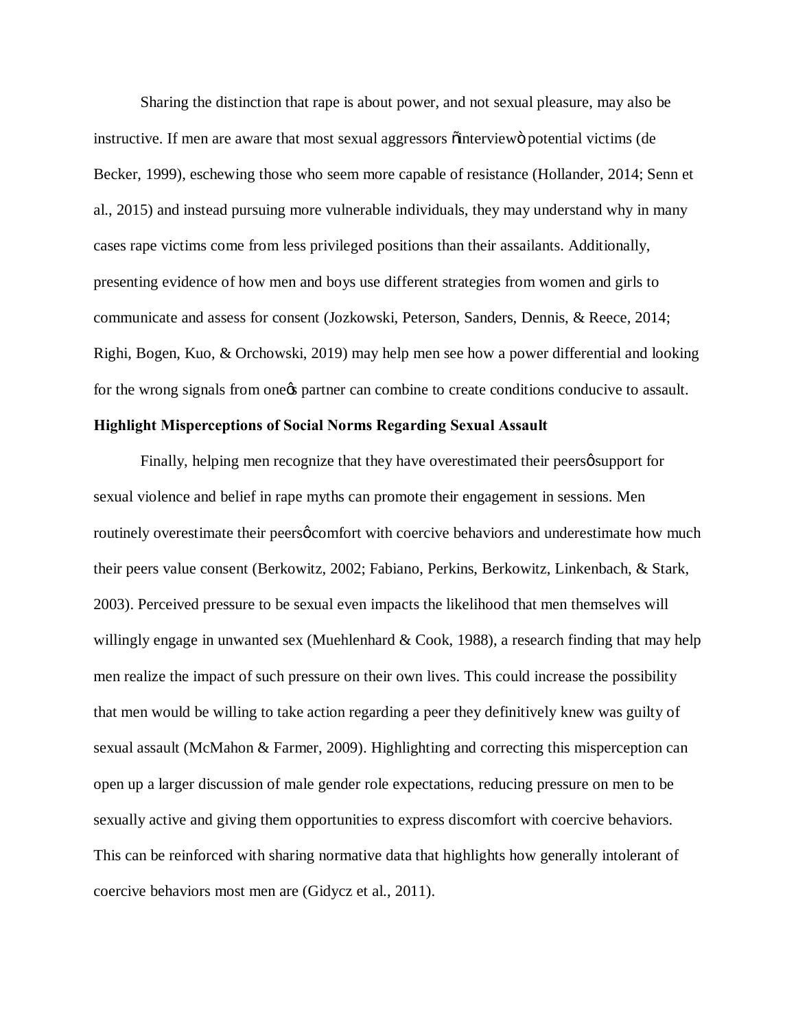Sharing the distinction that rape is about power, and not sexual pleasure, may also be instructive. If men are aware that most sexual aggressors "interview" potential victims (de Becker, 1999), eschewing those who seem more capable of resistance (Hollander, 2014; Senn et al., 2015) and instead pursuing more vulnerable individuals, they may understand why in many cases rape victims come from less privileged positions than their assailants. Additionally, presenting evidence of how men and boys use different strategies from women and girls to communicate and assess for consent (Jozkowski, Peterson, Sanders, Dennis, & Reece, 2014; Righi, Bogen, Kuo, & Orchowski, 2019) may help men see how a power differential and looking for the wrong signals from one's partner can combine to create conditions conducive to assault.

**Highlight Misperceptions of Social Norms Regarding Sexual Assault**

Finally, helping men recognize that they have overestimated their peers' support for sexual violence and belief in rape myths can promote their engagement in sessions. Men routinely overestimate their peers' comfort with coercive behaviors and underestimate how much their peers value consent (Berkowitz, 2002; Fabiano, Perkins, Berkowitz, Linkenbach, & Stark, 2003). Perceived pressure to be sexual even impacts the likelihood that men themselves will willingly engage in unwanted sex (Muehlenhard & Cook, 1988), a research finding that may help men realize the impact of such pressure on their own lives. This could increase the possibility that men would be willing to take action regarding a peer they definitively knew was guilty of sexual assault (McMahon & Farmer, 2009). Highlighting and correcting this misperception can open up a larger discussion of male gender role expectations, reducing pressure on men to be sexually active and giving them opportunities to express discomfort with coercive behaviors. This can be reinforced with sharing normative data that highlights how generally intolerant of coercive behaviors most men are (Gidycz et al., 2011).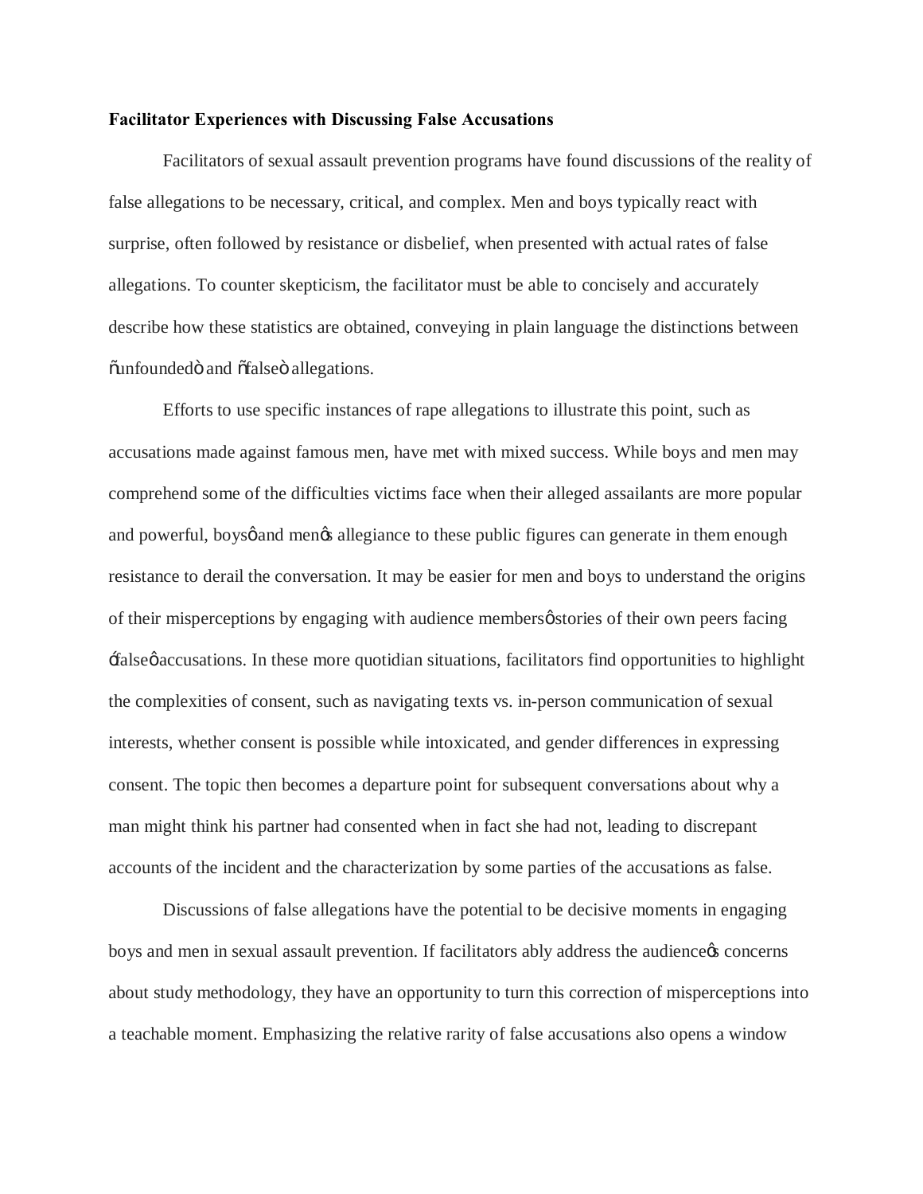**Facilitator Experiences with Discussing False Accusations**

Facilitators of sexual assault prevention programs have found discussions of the reality of false allegations to be necessary, critical, and complex. Men and boys typically react with surprise, often followed by resistance or disbelief, when presented with actual rates of false allegations. To counter skepticism, the facilitator must be able to concisely and accurately describe how these statistics are obtained, conveying in plain language the distinctions between "unfounded" and "false" allegations.

Efforts to use specific instances of rape allegations to illustrate this point, such as accusations made against famous men, have met with mixed success. While boys and men may comprehend some of the difficulties victims face when their alleged assailants are more popular and powerful, boys' and men's allegiance to these public figures can generate in them enough resistance to derail the conversation. It may be easier for men and boys to understand the origins of their misperceptions by engaging with audience members' stories of their own peers facing 'false' accusations. In these more quotidian situations, facilitators find opportunities to highlight the complexities of consent, such as navigating texts vs. in-person communication of sexual interests, whether consent is possible while intoxicated, and gender differences in expressing consent. The topic then becomes a departure point for subsequent conversations about why a man might think his partner had consented when in fact she had not, leading to discrepant accounts of the incident and the characterization by some parties of the accusations as false.

Discussions of false allegations have the potential to be decisive moments in engaging boys and men in sexual assault prevention. If facilitators ably address the audience's concerns about study methodology, they have an opportunity to turn this correction of misperceptions into a teachable moment. Emphasizing the relative rarity of false accusations also opens a window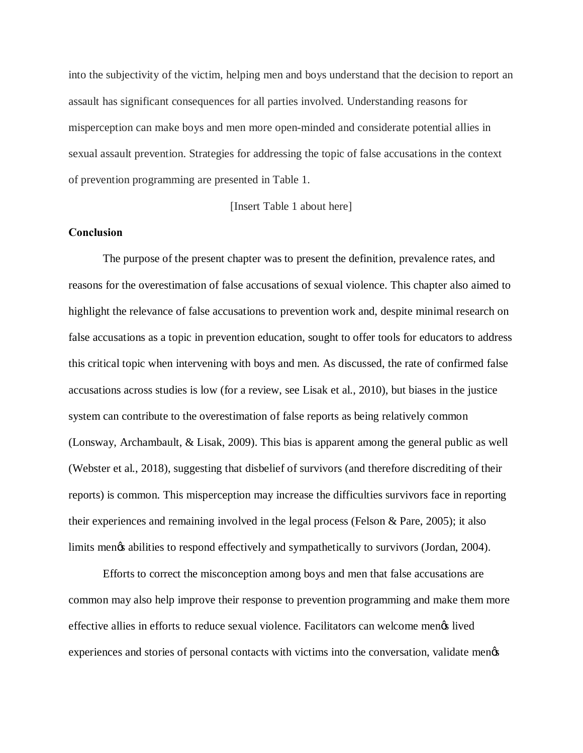into the subjectivity of the victim, helping men and boys understand that the decision to report an assault has significant consequences for all parties involved. Understanding reasons for misperception can make boys and men more open-minded and considerate potential allies in sexual assault prevention. Strategies for addressing the topic of false accusations in the context of prevention programming are presented in Table 1.

[Insert Table 1 about here]

**Conclusion**

The purpose of the present chapter was to present the definition, prevalence rates, and reasons for the overestimation of false accusations of sexual violence. This chapter also aimed to highlight the relevance of false accusations to prevention work and, despite minimal research on false accusations as a topic in prevention education, sought to offer tools for educators to address this critical topic when intervening with boys and men. As discussed, the rate of confirmed false accusations across studies is low (for a review, see Lisak et al., 2010), but biases in the justice system can contribute to the overestimation of false reports as being relatively common (Lonsway, Archambault, & Lisak, 2009). This bias is apparent among the general public as well (Webster et al., 2018), suggesting that disbelief of survivors (and therefore discrediting of their reports) is common. This misperception may increase the difficulties survivors face in reporting their experiences and remaining involved in the legal process (Felson & Pare, 2005); it also limits men's abilities to respond effectively and sympathetically to survivors (Jordan, 2004).

Efforts to correct the misconception among boys and men that false accusations are common may also help improve their response to prevention programming and make them more effective allies in efforts to reduce sexual violence. Facilitators can welcome men's lived experiences and stories of personal contacts with victims into the conversation, validate men's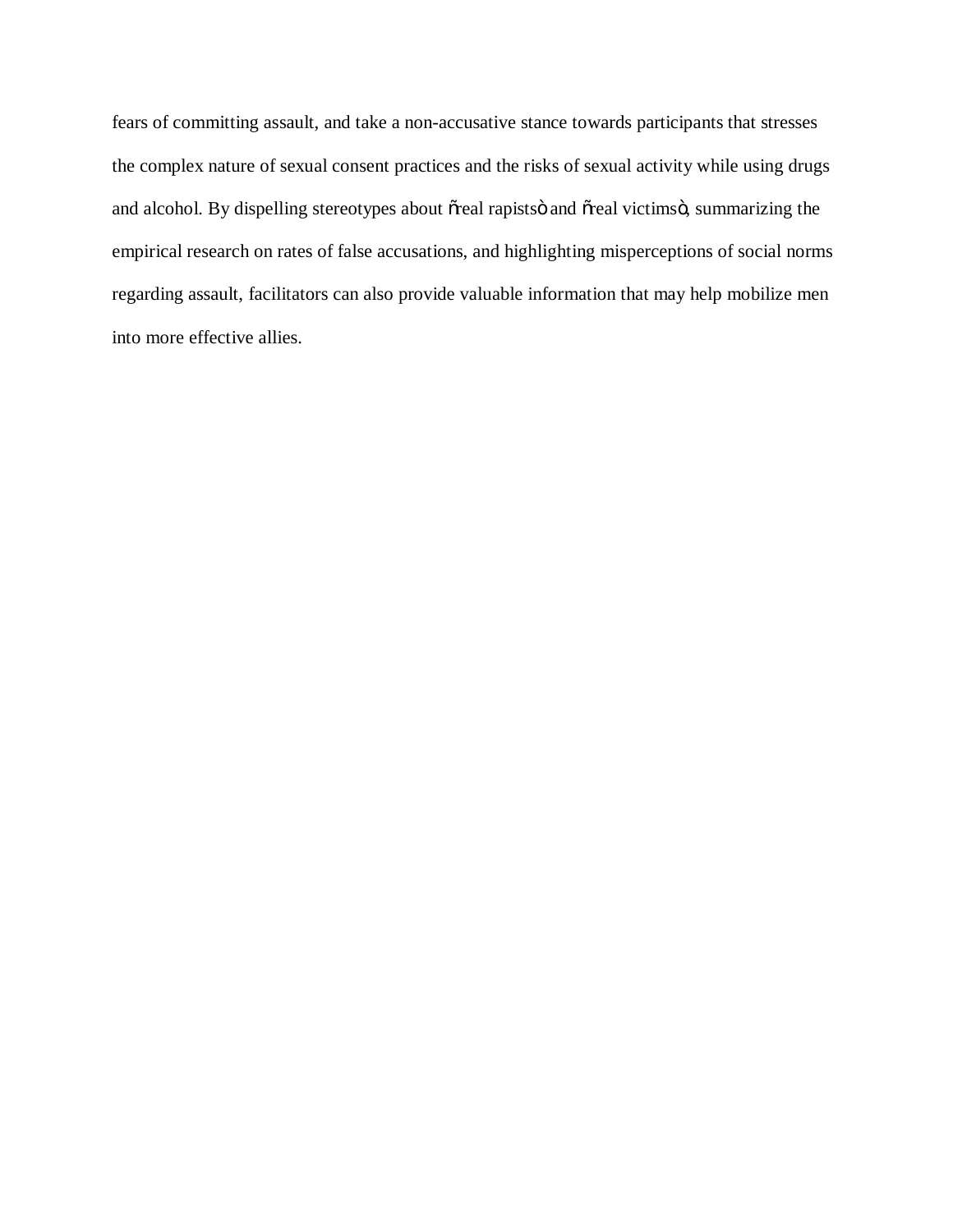fears of committing assault, and take a non-accusative stance towards participants that stresses the complex nature of sexual consent practices and the risks of sexual activity while using drugs and alcohol. By dispelling stereotypes about "real rapists" and "real victims", summarizing the empirical research on rates of false accusations, and highlighting misperceptions of social norms regarding assault, facilitators can also provide valuable information that may help mobilize men into more effective allies.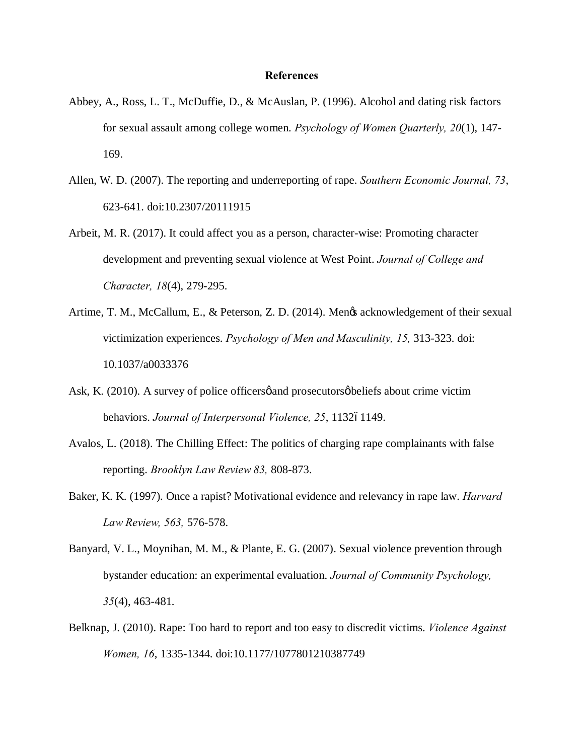# References

Abbey, A., Ross, L. T., McDuffie, D., & McAuslan, P. (1996). Alcohol and dating risk factors for sexual assault among college women. *Psychology of Women Quarterly, 20*(1), 147-169.

Allen, W. D. (2007). The reporting and underreporting of rape. *Southern Economic Journal, 73*, 623-641. doi:10.2307/20111915

Arbeit, M. R. (2017). It could affect you as a person, character-wise: Promoting character development and preventing sexual violence at West Point. *Journal of College and Character, 18*(4), 279-295.

Artime, T. M., McCallum, E., & Peterson, Z. D. (2014). Men�german acknowledgement of their sexual victimization experiences. *Psychology of Men and Masculinity, 15,* 313-323. doi: 10.1037/a0033376

Ask, K. (2010). A survey of police officersφand prosecutorsφbeliefs about crime victim behaviors. *Journal of Interpersonal Violence, 25*, 1132ï 1149.

Avalos, L. (2018). The Chilling Effect: The politics of charging rape complainants with false reporting. *Brooklyn Law Review 83,* 808-873.

Baker, K. K. (1997). Once a rapist? Motivational evidence and relevancy in rape law. *Harvard Law Review, 563,* 576-578.

Banyard, V. L., Moynihan, M. M., & Plante, E. G. (2007). Sexual violence prevention through bystander education: an experimental evaluation. *Journal of Community Psychology, 35*(4), 463-481.

Belknap, J. (2010). Rape: Too hard to report and too easy to discredit victims. *Violence Against Women, 16*, 1335-1344. doi:10.1177/1077801210387749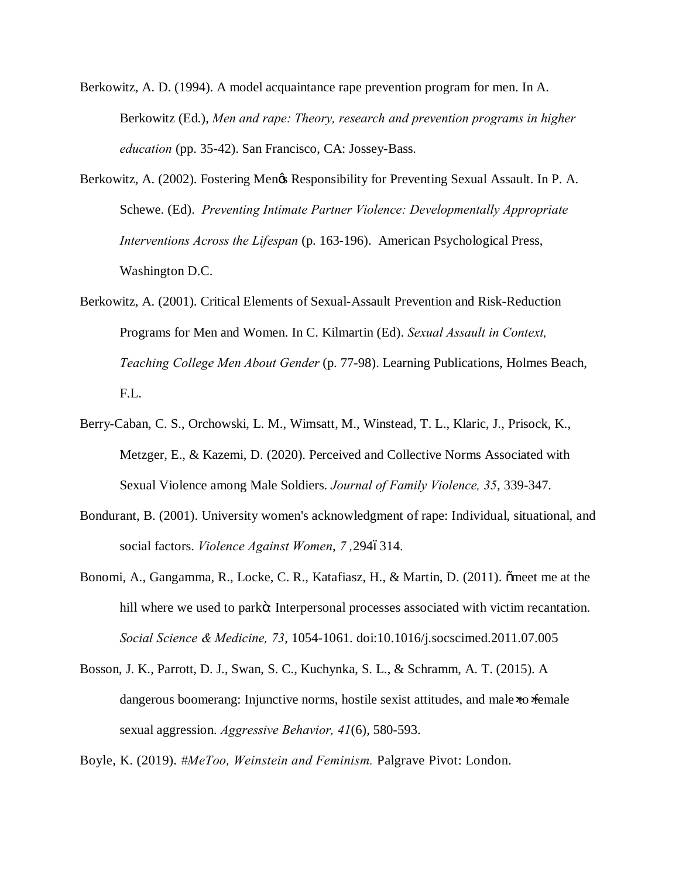Berkowitz, A. D. (1994). A model acquaintance rape prevention program for men. In A. Berkowitz (Ed.), *Men and rape: Theory, research and prevention programs in higher education* (pp. 35-42). San Francisco, CA: Jossey-Bass.

Berkowitz, A. (2002). Fostering MenØs Responsibility for Preventing Sexual Assault. In P. A. Schewe. (Ed). *Preventing Intimate Partner Violence: Developmentally Appropriate Interventions Across the Lifespan* (p. 163-196). American Psychological Press, Washington D.C.

Berkowitz, A. (2001). Critical Elements of Sexual-Assault Prevention and Risk-Reduction Programs for Men and Women. In C. Kilmartin (Ed). *Sexual Assault in Context, Teaching College Men About Gender* (p. 77-98). Learning Publications, Holmes Beach, F.L.

Berry-Caban, C. S., Orchowski, L. M., Wimsatt, M., Winstead, T. L., Klaric, J., Prisock, K., Metzger, E., & Kazemi, D. (2020). Perceived and Collective Norms Associated with Sexual Violence among Male Soldiers. *Journal of Family Violence, 35*, 339-347.

Bondurant, B. (2001). University women's acknowledgment of rape: Individual, situational, and social factors. *Violence Against Women*, *7* ,294ó314.

Bonomi, A., Gangamma, R., Locke, C. R., Katafiasz, H., & Martin, D. (2011). õmeet me at the hill where we used to parkö: Interpersonal processes associated with victim recantation. *Social Science & Medicine, 73*, 1054-1061. doi:10.1016/j.socscimed.2011.07.005

Bosson, J. K., Parrott, D. J., Swan, S. C., Kuchynka, S. L., & Schramm, A. T. (2015). A dangerous boomerang: Injunctive norms, hostile sexist attitudes, and male‐to‐female sexual aggression. *Aggressive Behavior, 41*(6), 580-593.

Boyle, K. (2019). *#MeToo, Weinstein and Feminism.* Palgrave Pivot: London.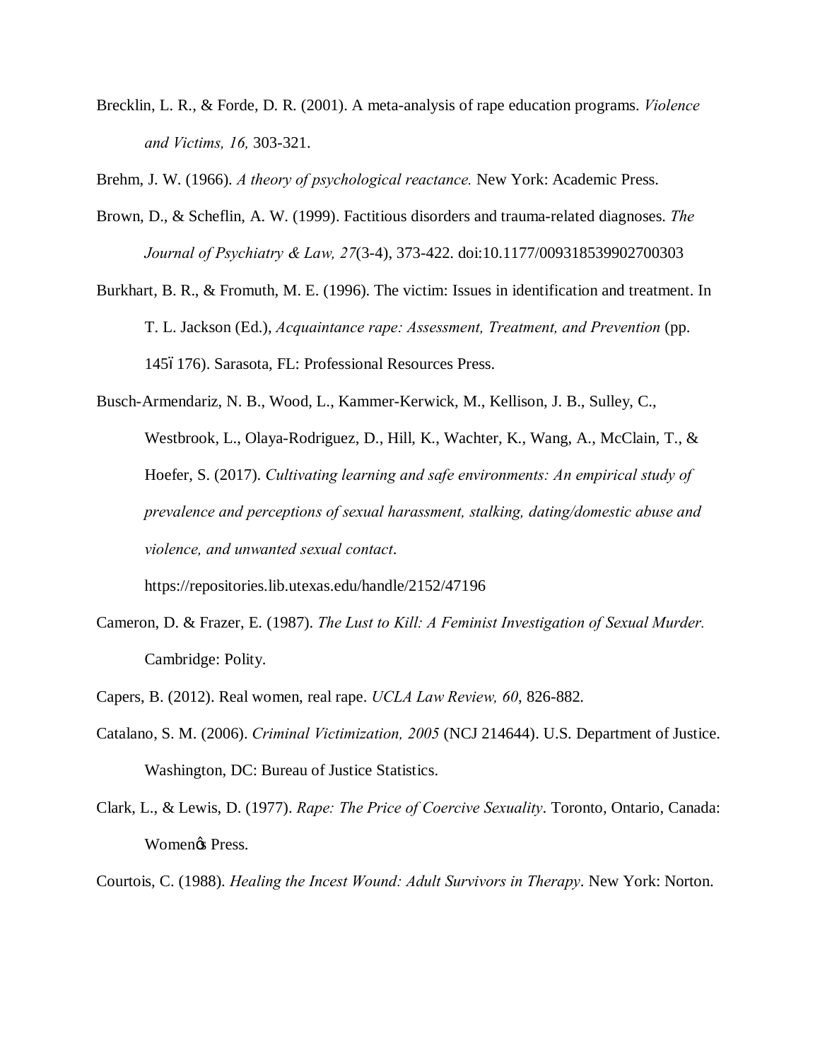Brecklin, L. R., & Forde, D. R. (2001). A meta-analysis of rape education programs. *Violence and Victims, 16,* 303-321.

Brehm, J. W. (1966). *A theory of psychological reactance.* New York: Academic Press.

Brown, D., & Scheflin, A. W. (1999). Factitious disorders and trauma-related diagnoses. *The Journal of Psychiatry & Law, 27*(3-4), 373-422. doi:10.1177/009318539902700303

Burkhart, B. R., & Fromuth, M. E. (1996). The victim: Issues in identification and treatment. In T. L. Jackson (Ed.), *Acquaintance rape: Assessment, Treatment, and Prevention* (pp. 145ó176). Sarasota, FL: Professional Resources Press.

Busch-Armendariz, N. B., Wood, L., Kammer-Kerwick, M., Kellison, J. B., Sulley, C., Westbrook, L., Olaya-Rodriguez, D., Hill, K., Wachter, K., Wang, A., McClain, T., & Hoefer, S. (2017). *Cultivating learning and safe environments: An empirical study of prevalence and perceptions of sexual harassment, stalking, dating/domestic abuse and violence, and unwanted sexual contact*. https://repositories.lib.utexas.edu/handle/2152/47196

Cameron, D. & Frazer, E. (1987). *The Lust to Kill: A Feminist Investigation of Sexual Murder.* Cambridge: Polity.

Capers, B. (2012). Real women, real rape. *UCLA Law Review, 60*, 826-882.

Catalano, S. M. (2006). *Criminal Victimization, 2005* (NCJ 214644). U.S. Department of Justice. Washington, DC: Bureau of Justice Statistics.

Clark, L., & Lewis, D. (1977). *Rape: The Price of Coercive Sexuality*. Toronto, Ontario, Canada: Women¢s Press.

Courtois, C. (1988). *Healing the Incest Wound: Adult Survivors in Therapy*. New York: Norton.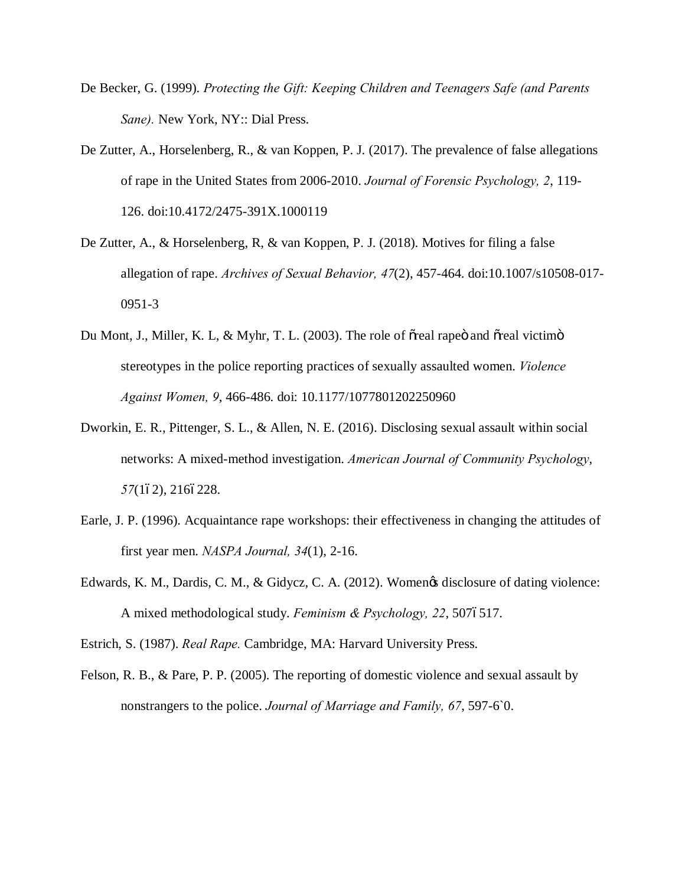De Becker, G. (1999). *Protecting the Gift: Keeping Children and Teenagers Safe (and Parents Sane).* New York, NY:: Dial Press.

De Zutter, A., Horselenberg, R., & van Koppen, P. J. (2017). The prevalence of false allegations of rape in the United States from 2006-2010. *Journal of Forensic Psychology, 2*, 119-126. doi:10.4172/2475-391X.1000119

De Zutter, A., & Horselenberg, R, & van Koppen, P. J. (2018). Motives for filing a false allegation of rape. *Archives of Sexual Behavior, 47*(2), 457-464. doi:10.1007/s10508-017-0951-3

Du Mont, J., Miller, K. L, & Myhr, T. L. (2003). The role of õreal rapeö and õreal victimö stereotypes in the police reporting practices of sexually assaulted women. *Violence Against Women, 9*, 466-486. doi: 10.1177/1077801202250960

Dworkin, E. R., Pittenger, S. L., & Allen, N. E. (2016). Disclosing sexual assault within social networks: A mixed-method investigation. *American Journal of Community Psychology*, *57*(1ó2), 216ó228.

Earle, J. P. (1996). Acquaintance rape workshops: their effectiveness in changing the attitudes of first year men. *NASPA Journal, 34*(1), 2-16.

Edwards, K. M., Dardis, C. M., & Gidycz, C. A. (2012). Womenøs disclosure of dating violence: A mixed methodological study. *Feminism & Psychology, 22*, 507ó517.

Estrich, S. (1987). *Real Rape.* Cambridge, MA: Harvard University Press.

Felson, R. B., & Pare, P. P. (2005). The reporting of domestic violence and sexual assault by nonstrangers to the police. *Journal of Marriage and Family, 67*, 597-6`0.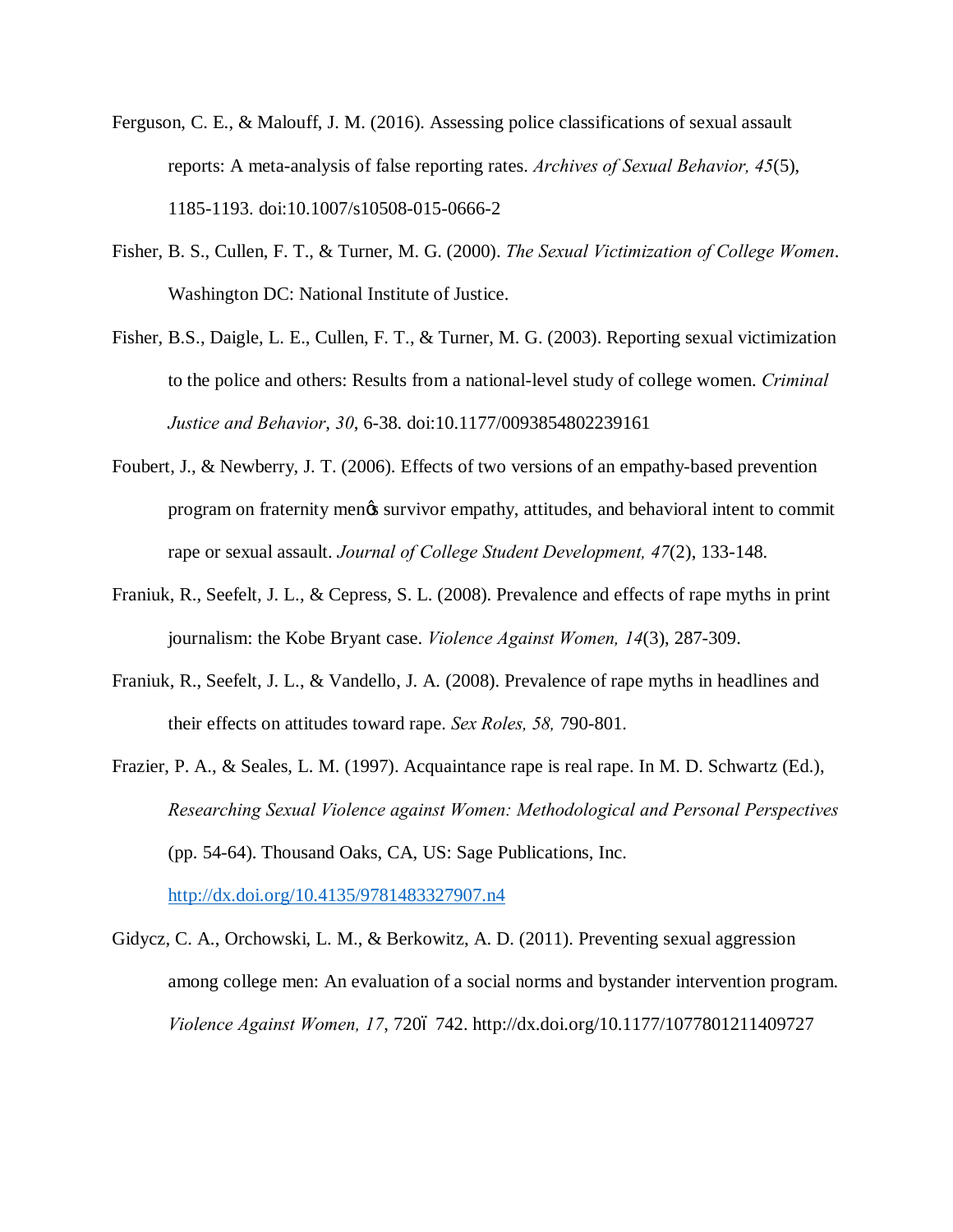Ferguson, C. E., & Malouff, J. M. (2016). Assessing police classifications of sexual assault reports: A meta-analysis of false reporting rates. *Archives of Sexual Behavior, 45*(5), 1185-1193. doi:10.1007/s10508-015-0666-2

Fisher, B. S., Cullen, F. T., & Turner, M. G. (2000). *The Sexual Victimization of College Women*. Washington DC: National Institute of Justice.

Fisher, B.S., Daigle, L. E., Cullen, F. T., & Turner, M. G. (2003). Reporting sexual victimization to the police and others: Results from a national-level study of college women. *Criminal Justice and Behavior, 30*, 6-38. doi:10.1177/0093854802239161

Foubert, J., & Newberry, J. T. (2006). Effects of two versions of an empathy-based prevention program on fraternity men�s survivor empathy, attitudes, and behavioral intent to commit rape or sexual assault. *Journal of College Student Development, 47*(2), 133-148.

Franiuk, R., Seefelt, J. L., & Cepress, S. L. (2008). Prevalence and effects of rape myths in print journalism: the Kobe Bryant case. *Violence Against Women, 14*(3), 287-309.

Franiuk, R., Seefelt, J. L., & Vandello, J. A. (2008). Prevalence of rape myths in headlines and their effects on attitudes toward rape. *Sex Roles, 58,* 790-801.

Frazier, P. A., & Seales, L. M. (1997). Acquaintance rape is real rape. In M. D. Schwartz (Ed.), *Researching Sexual Violence against Women: Methodological and Personal Perspectives* (pp. 54-64). Thousand Oaks, CA, US: Sage Publications, Inc. http://dx.doi.org/10.4135/9781483327907.n4

Gidycz, C. A., Orchowski, L. M., & Berkowitz, A. D. (2011). Preventing sexual aggression among college men: An evaluation of a social norms and bystander intervention program. *Violence Against Women, 17*, 720ó742. http://dx.doi.org/10.1177/1077801211409727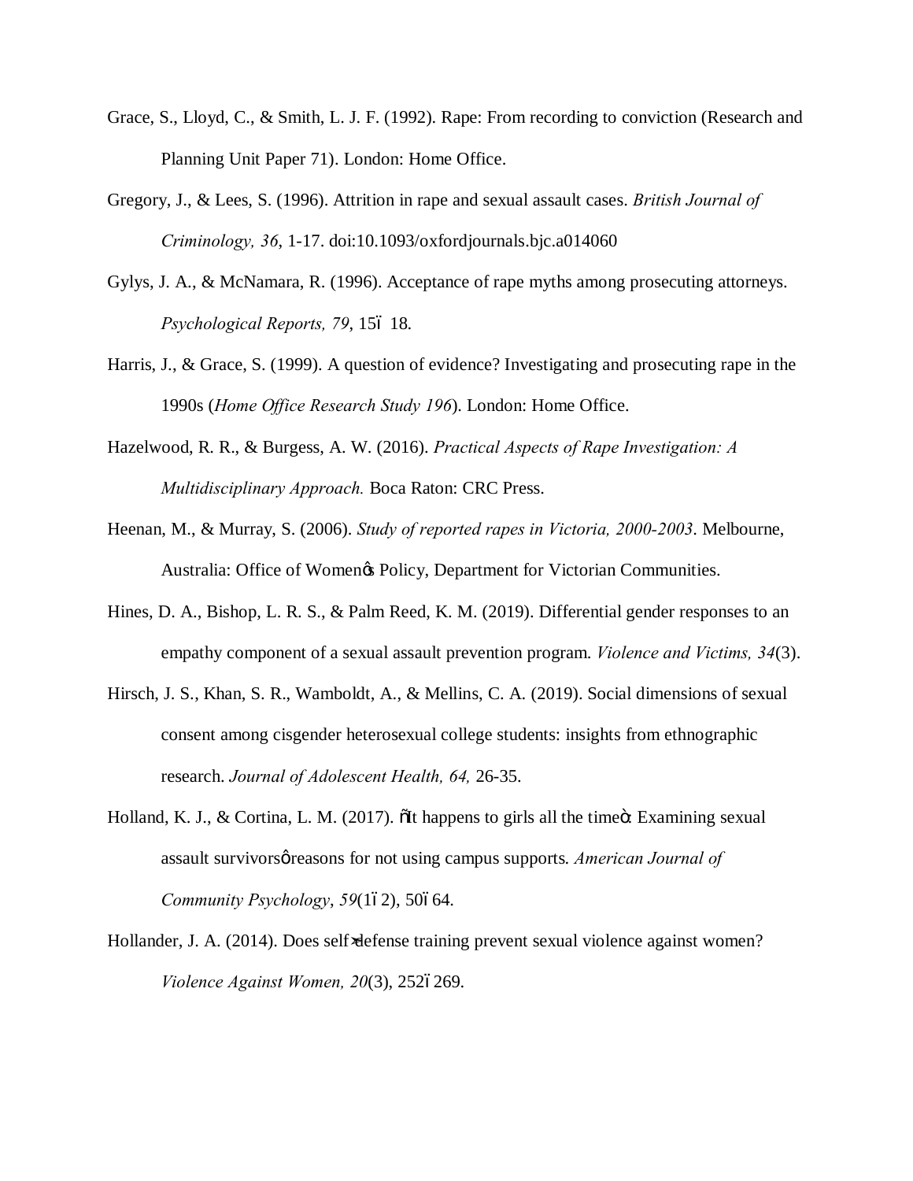Grace, S., Lloyd, C., & Smith, L. J. F. (1992). Rape: From recording to conviction (Research and Planning Unit Paper 71). London: Home Office.

Gregory, J., & Lees, S. (1996). Attrition in rape and sexual assault cases. *British Journal of Criminology, 36*, 1-17. doi:10.1093/oxfordjournals.bjc.a014060

Gylys, J. A., & McNamara, R. (1996). Acceptance of rape myths among prosecuting attorneys. *Psychological Reports, 79*, 15–18.

Harris, J., & Grace, S. (1999). A question of evidence? Investigating and prosecuting rape in the 1990s (*Home Office Research Study 196*). London: Home Office.

Hazelwood, R. R., & Burgess, A. W. (2016). *Practical Aspects of Rape Investigation: A Multidisciplinary Approach.* Boca Raton: CRC Press.

Heenan, M., & Murray, S. (2006). *Study of reported rapes in Victoria, 2000-2003*. Melbourne, Australia: Office of Women's Policy, Department for Victorian Communities.

Hines, D. A., Bishop, L. R. S., & Palm Reed, K. M. (2019). Differential gender responses to an empathy component of a sexual assault prevention program. *Violence and Victims, 34*(3).

Hirsch, J. S., Khan, S. R., Wamboldt, A., & Mellins, C. A. (2019). Social dimensions of sexual consent among cisgender heterosexual college students: insights from ethnographic research. *Journal of Adolescent Health, 64,* 26-35.

Holland, K. J., & Cortina, L. M. (2017). "It happens to girls all the time": Examining sexual assault survivors' reasons for not using campus supports. *American Journal of Community Psychology*, *59*(1–2), 50–64.

Hollander, J. A. (2014). Does self-defense training prevent sexual violence against women? *Violence Against Women, 20*(3), 252–269.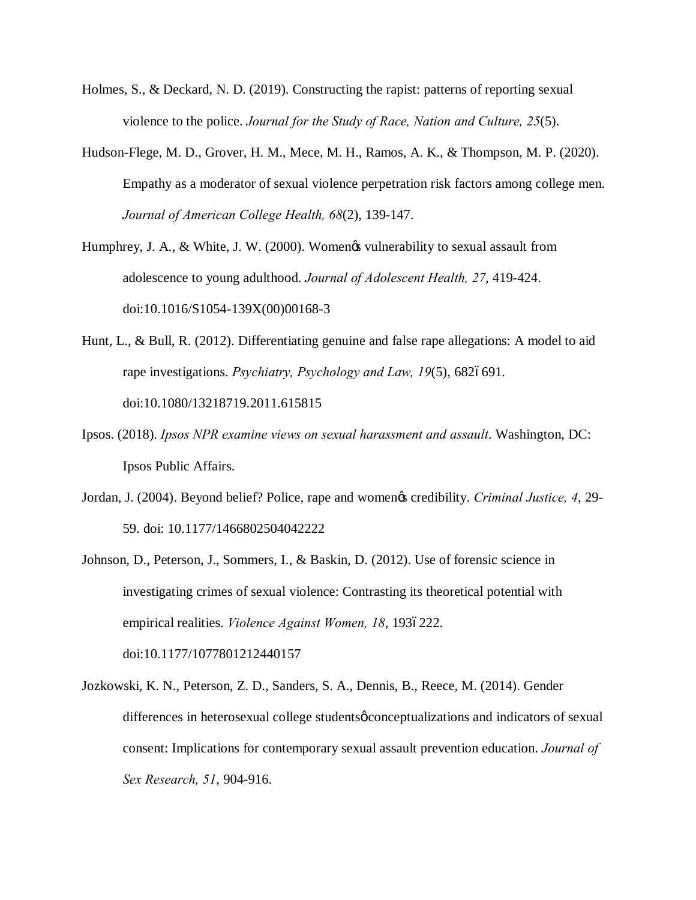Holmes, S., & Deckard, N. D. (2019). Constructing the rapist: patterns of reporting sexual violence to the police. *Journal for the Study of Race, Nation and Culture, 25*(5).

Hudson-Flege, M. D., Grover, H. M., Mece, M. H., Ramos, A. K., & Thompson, M. P. (2020). Empathy as a moderator of sexual violence perpetration risk factors among college men. *Journal of American College Health, 68*(2), 139-147.

Humphrey, J. A., & White, J. W. (2000). Womenφs vulnerability to sexual assault from adolescence to young adulthood. *Journal of Adolescent Health, 27*, 419-424. doi:10.1016/S1054-139X(00)00168-3

Hunt, L., & Bull, R. (2012). Differentiating genuine and false rape allegations: A model to aid rape investigations. *Psychiatry, Psychology and Law, 19*(5), 682ó691. doi:10.1080/13218719.2011.615815

Ipsos. (2018). *Ipsos NPR examine views on sexual harassment and assault*. Washington, DC: Ipsos Public Affairs.

Jordan, J. (2004). Beyond belief? Police, rape and womenφs credibility. *Criminal Justice, 4*, 29-59. doi: 10.1177/1466802504042222

Johnson, D., Peterson, J., Sommers, I., & Baskin, D. (2012). Use of forensic science in investigating crimes of sexual violence: Contrasting its theoretical potential with empirical realities. *Violence Against Women, 18*, 193ó222. doi:10.1177/1077801212440157

Jozkowski, K. N., Peterson, Z. D., Sanders, S. A., Dennis, B., Reece, M. (2014). Gender differences in heterosexual college studentsφconceptualizations and indicators of sexual consent: Implications for contemporary sexual assault prevention education. *Journal of Sex Research, 51*, 904-916.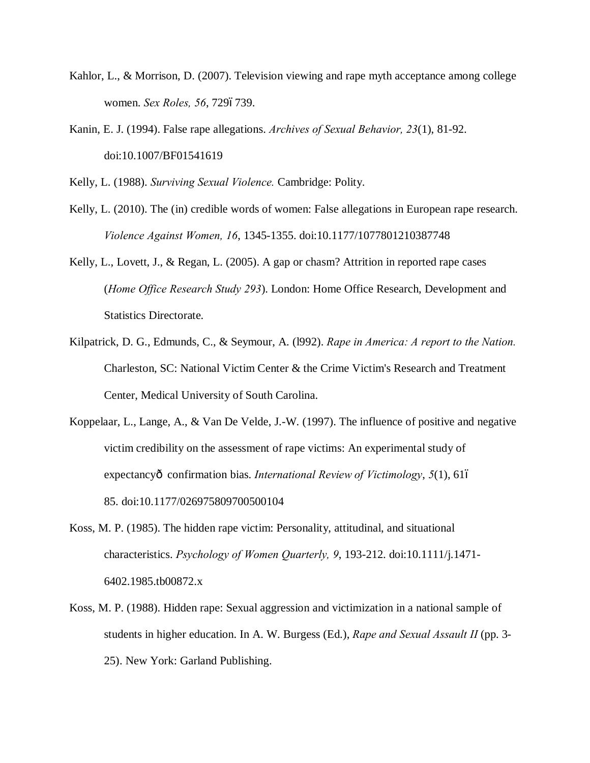Kahlor, L., & Morrison, D. (2007). Television viewing and rape myth acceptance among college women. *Sex Roles, 56*, 729ï739.

Kanin, E. J. (1994). False rape allegations. *Archives of Sexual Behavior, 23*(1), 81-92. doi:10.1007/BF01541619

Kelly, L. (1988). *Surviving Sexual Violence.* Cambridge: Polity.

Kelly, L. (2010). The (in) credible words of women: False allegations in European rape research. *Violence Against Women, 16*, 1345-1355. doi:10.1177/1077801210387748

Kelly, L., Lovett, J., & Regan, L. (2005). A gap or chasm? Attrition in reported rape cases (*Home Office Research Study 293*). London: Home Office Research, Development and Statistics Directorate.

Kilpatrick, D. G., Edmunds, C., & Seymour, A. (l992). *Rape in America: A report to the Nation.* Charleston, SC: National Victim Center & the Crime Victim's Research and Treatment Center, Medical University of South Carolina.

Koppelaar, L., Lange, A., & Van De Velde, J.-W. (1997). The influence of positive and negative victim credibility on the assessment of rape victims: An experimental study of expectancyð confirmation bias. *International Review of Victimology*, *5*(1), 61ï85. doi:10.1177/026975809700500104

Koss, M. P. (1985). The hidden rape victim: Personality, attitudinal, and situational characteristics. *Psychology of Women Quarterly, 9*, 193-212. doi:10.1111/j.1471-6402.1985.tb00872.x

Koss, M. P. (1988). Hidden rape: Sexual aggression and victimization in a national sample of students in higher education. In A. W. Burgess (Ed.), *Rape and Sexual Assault II* (pp. 3-25). New York: Garland Publishing.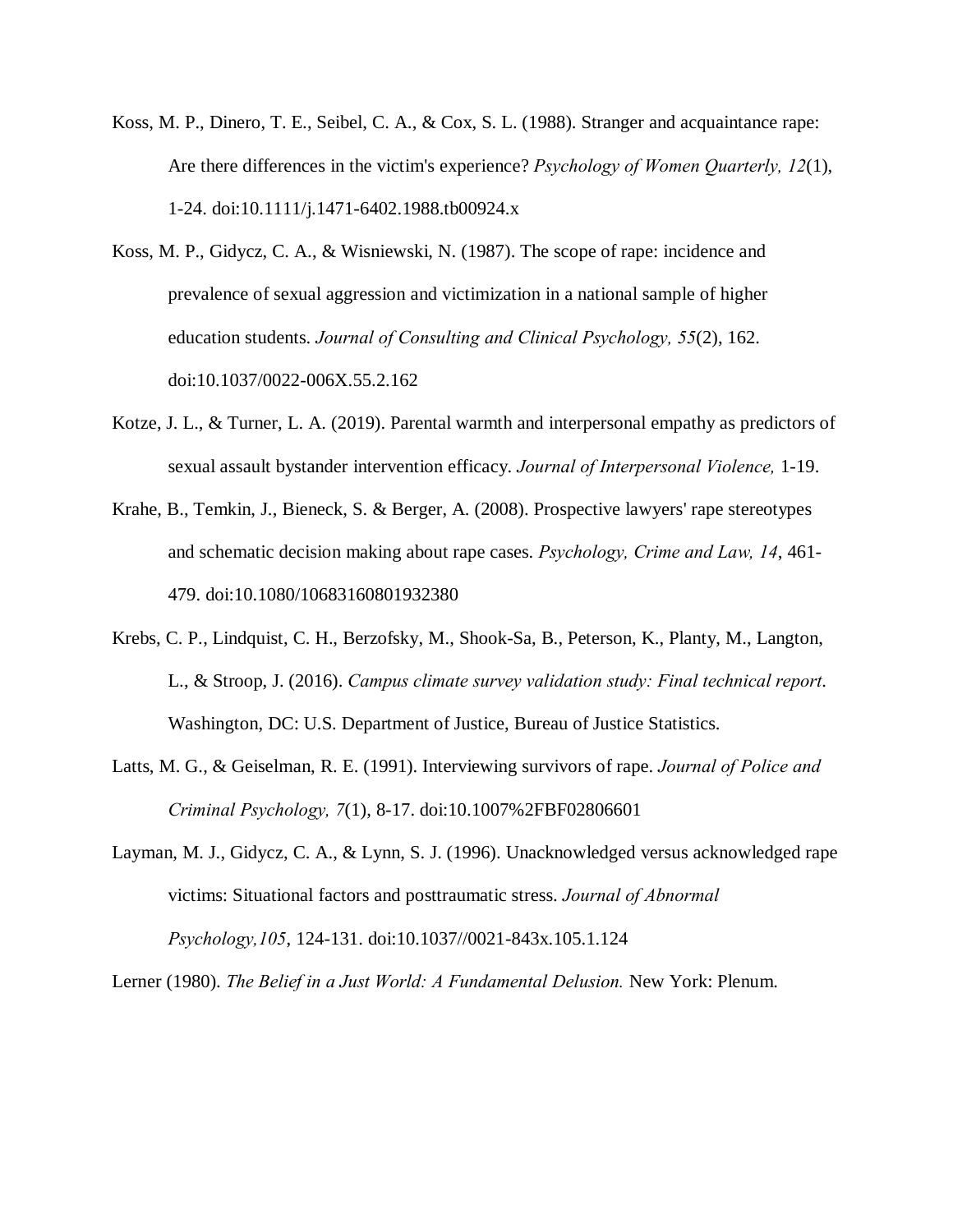Koss, M. P., Dinero, T. E., Seibel, C. A., & Cox, S. L. (1988). Stranger and acquaintance rape: Are there differences in the victim's experience? *Psychology of Women Quarterly, 12*(1), 1-24. doi:10.1111/j.1471-6402.1988.tb00924.x

Koss, M. P., Gidycz, C. A., & Wisniewski, N. (1987). The scope of rape: incidence and prevalence of sexual aggression and victimization in a national sample of higher education students. *Journal of Consulting and Clinical Psychology, 55*(2), 162. doi:10.1037/0022-006X.55.2.162

Kotze, J. L., & Turner, L. A. (2019). Parental warmth and interpersonal empathy as predictors of sexual assault bystander intervention efficacy. *Journal of Interpersonal Violence,* 1-19.

Krahe, B., Temkin, J., Bieneck, S. & Berger, A. (2008). Prospective lawyers' rape stereotypes and schematic decision making about rape cases. *Psychology, Crime and Law, 14*, 461-479. doi:10.1080/10683160801932380

Krebs, C. P., Lindquist, C. H., Berzofsky, M., Shook-Sa, B., Peterson, K., Planty, M., Langton, L., & Stroop, J. (2016). *Campus climate survey validation study: Final technical report*. Washington, DC: U.S. Department of Justice, Bureau of Justice Statistics.

Latts, M. G., & Geiselman, R. E. (1991). Interviewing survivors of rape. *Journal of Police and Criminal Psychology, 7*(1), 8-17. doi:10.1007%2FBF02806601

Layman, M. J., Gidycz, C. A., & Lynn, S. J. (1996). Unacknowledged versus acknowledged rape victims: Situational factors and posttraumatic stress. *Journal of Abnormal Psychology,105*, 124-131. doi:10.1037//0021-843x.105.1.124

Lerner (1980). *The Belief in a Just World: A Fundamental Delusion.* New York: Plenum.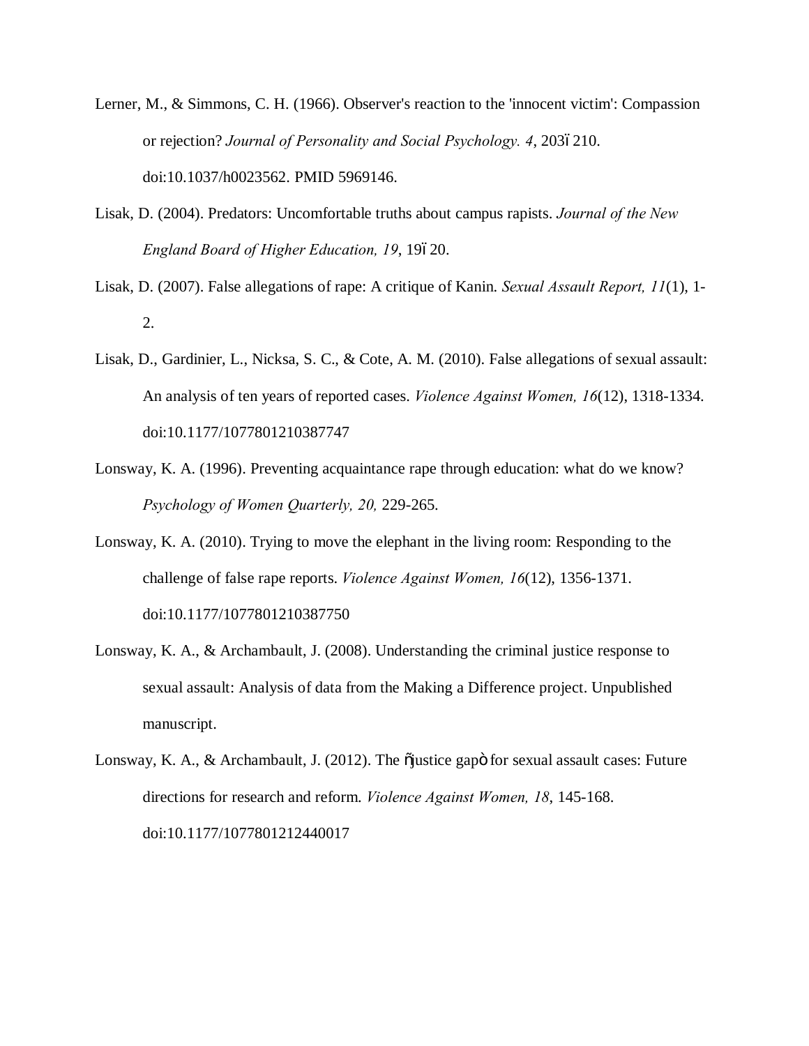Lerner, M., & Simmons, C. H. (1966). Observer's reaction to the 'innocent victim': Compassion or rejection? *Journal of Personality and Social Psychology. 4*, 203ï210. doi:10.1037/h0023562. PMID 5969146.

Lisak, D. (2004). Predators: Uncomfortable truths about campus rapists. *Journal of the New England Board of Higher Education, 19*, 19ï20.

Lisak, D. (2007). False allegations of rape: A critique of Kanin. *Sexual Assault Report, 11*(1), 1-2.

Lisak, D., Gardinier, L., Nicksa, S. C., & Cote, A. M. (2010). False allegations of sexual assault: An analysis of ten years of reported cases. *Violence Against Women, 16*(12), 1318-1334. doi:10.1177/1077801210387747

Lonsway, K. A. (1996). Preventing acquaintance rape through education: what do we know? *Psychology of Women Quarterly, 20,* 229-265.

Lonsway, K. A. (2010). Trying to move the elephant in the living room: Responding to the challenge of false rape reports. *Violence Against Women, 16*(12), 1356-1371. doi:10.1177/1077801210387750

Lonsway, K. A., & Archambault, J. (2008). Understanding the criminal justice response to sexual assault: Analysis of data from the Making a Difference project. Unpublished manuscript.

Lonsway, K. A., & Archambault, J. (2012). The õjustice gapö for sexual assault cases: Future directions for research and reform. *Violence Against Women, 18*, 145-168. doi:10.1177/1077801212440017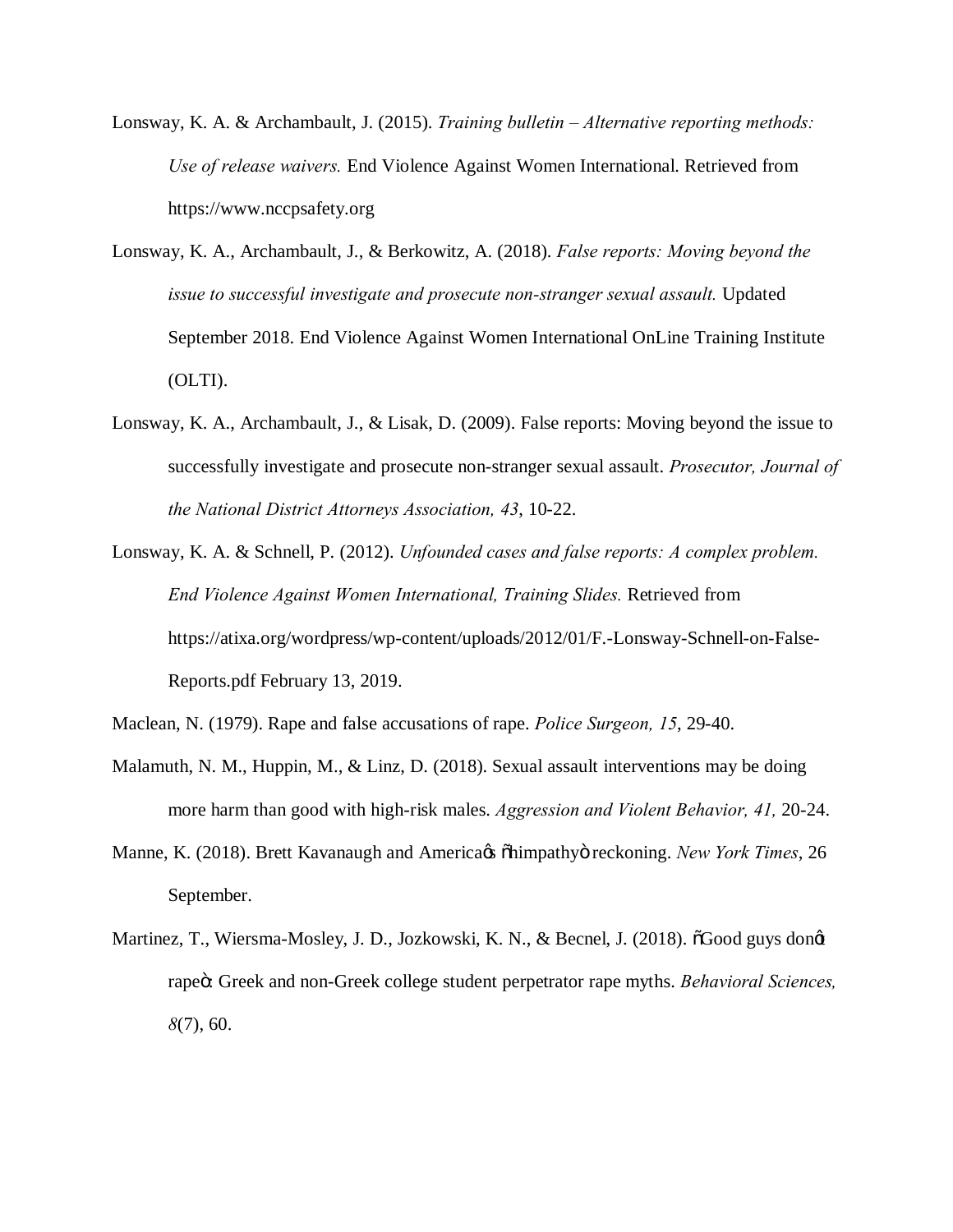Lonsway, K. A. & Archambault, J. (2015). *Training bulletin – Alternative reporting methods: Use of release waivers.* End Violence Against Women International. Retrieved from https://www.nccpsafety.org

Lonsway, K. A., Archambault, J., & Berkowitz, A. (2018). *False reports: Moving beyond the issue to successful investigate and prosecute non-stranger sexual assault.* Updated September 2018. End Violence Against Women International OnLine Training Institute (OLTI).

Lonsway, K. A., Archambault, J., & Lisak, D. (2009). False reports: Moving beyond the issue to successfully investigate and prosecute non-stranger sexual assault. *Prosecutor, Journal of the National District Attorneys Association, 43*, 10-22.

Lonsway, K. A. & Schnell, P. (2012). *Unfounded cases and false reports: A complex problem. End Violence Against Women International, Training Slides.* Retrieved from https://atixa.org/wordpress/wp-content/uploads/2012/01/F.-Lonsway-Schnell-on-False-Reports.pdf February 13, 2019.

Maclean, N. (1979). Rape and false accusations of rape. *Police Surgeon, 15*, 29-40.

Malamuth, N. M., Huppin, M., & Linz, D. (2018). Sexual assault interventions may be doing more harm than good with high-risk males. *Aggression and Violent Behavior, 41,* 20-24.

Manne, K. (2018). Brett Kavanaugh and America's "himpathy" reckoning. *New York Times*, 26 September.

Martinez, T., Wiersma-Mosley, J. D., Jozkowski, K. N., & Becnel, J. (2018). "Good guys don't rape": Greek and non-Greek college student perpetrator rape myths. *Behavioral Sciences, 8*(7), 60.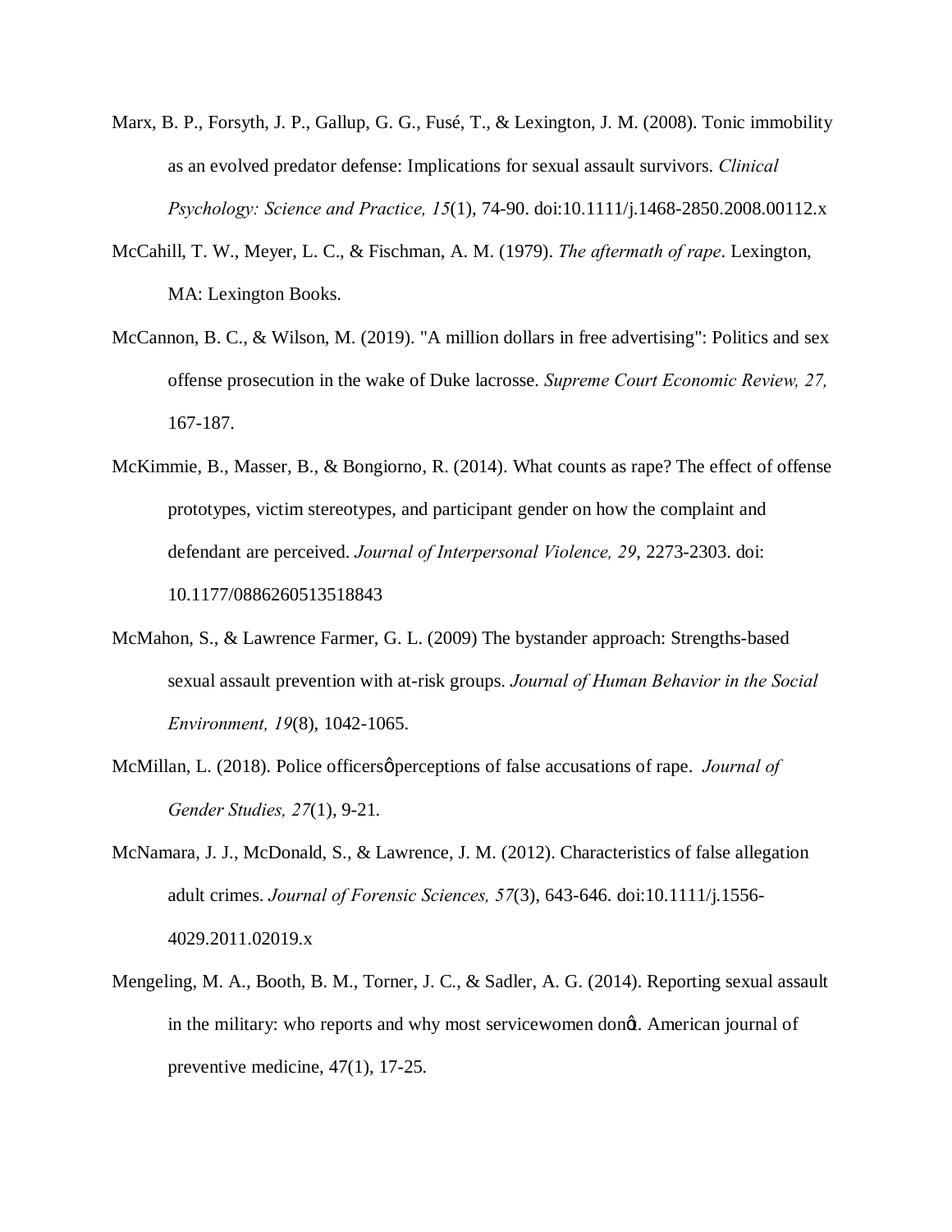Marx, B. P., Forsyth, J. P., Gallup, G. G., Fusé, T., & Lexington, J. M. (2008). Tonic immobility as an evolved predator defense: Implications for sexual assault survivors. *Clinical Psychology: Science and Practice, 15*(1), 74-90. doi:10.1111/j.1468-2850.2008.00112.x

McCahill, T. W., Meyer, L. C., & Fischman, A. M. (1979). *The aftermath of rape*. Lexington, MA: Lexington Books.

McCannon, B. C., & Wilson, M. (2019). "A million dollars in free advertising": Politics and sex offense prosecution in the wake of Duke lacrosse. *Supreme Court Economic Review, 27,* 167-187.

McKimmie, B., Masser, B., & Bongiorno, R. (2014). What counts as rape? The effect of offense prototypes, victim stereotypes, and participant gender on how the complaint and defendant are perceived. *Journal of Interpersonal Violence, 29*, 2273-2303. doi: 10.1177/0886260513518843

McMahon, S., & Lawrence Farmer, G. L. (2009) The bystander approach: Strengths-based sexual assault prevention with at-risk groups. *Journal of Human Behavior in the Social Environment, 19*(8), 1042-1065.

McMillan, L. (2018). Police officersφperceptions of false accusations of rape. *Journal of Gender Studies, 27*(1), 9-21.

McNamara, J. J., McDonald, S., & Lawrence, J. M. (2012). Characteristics of false allegation adult crimes. *Journal of Forensic Sciences, 57*(3), 643-646. doi:10.1111/j.1556-4029.2011.02019.x

Mengeling, M. A., Booth, B. M., Torner, J. C., & Sadler, A. G. (2014). Reporting sexual assault in the military: who reports and why most servicewomen donφt. American journal of preventive medicine, 47(1), 17-25.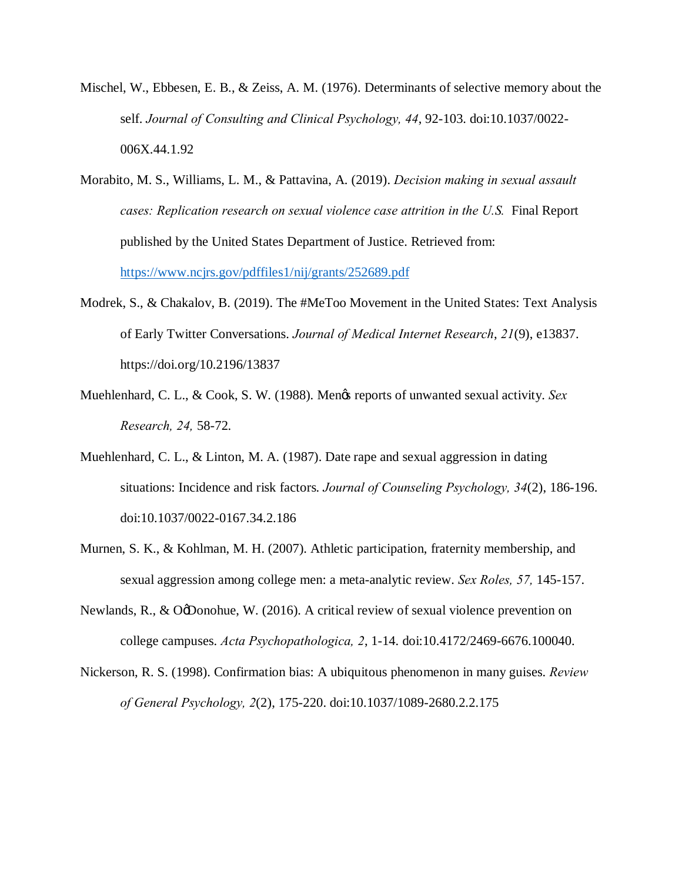Mischel, W., Ebbesen, E. B., & Zeiss, A. M. (1976). Determinants of selective memory about the self. *Journal of Consulting and Clinical Psychology, 44*, 92-103. doi:10.1037/0022-006X.44.1.92

Morabito, M. S., Williams, L. M., & Pattavina, A. (2019). *Decision making in sexual assault cases: Replication research on sexual violence case attrition in the U.S.* Final Report published by the United States Department of Justice. Retrieved from: https://www.ncjrs.gov/pdffiles1/nij/grants/252689.pdf

Modrek, S., & Chakalov, B. (2019). The #MeToo Movement in the United States: Text Analysis of Early Twitter Conversations. *Journal of Medical Internet Research*, *21*(9), e13837. https://doi.org/10.2196/13837

Muehlenhard, C. L., & Cook, S. W. (1988). Menǿs reports of unwanted sexual activity. *Sex Research, 24,* 58-72.

Muehlenhard, C. L., & Linton, M. A. (1987). Date rape and sexual aggression in dating situations: Incidence and risk factors. *Journal of Counseling Psychology, 34*(2), 186-196. doi:10.1037/0022-0167.34.2.186

Murnen, S. K., & Kohlman, M. H. (2007). Athletic participation, fraternity membership, and sexual aggression among college men: a meta-analytic review. *Sex Roles, 57,* 145-157.

Newlands, R., & OǿDonohue, W. (2016). A critical review of sexual violence prevention on college campuses. *Acta Psychopathologica, 2*, 1-14. doi:10.4172/2469-6676.100040.

Nickerson, R. S. (1998). Confirmation bias: A ubiquitous phenomenon in many guises. *Review of General Psychology, 2*(2), 175-220. doi:10.1037/1089-2680.2.2.175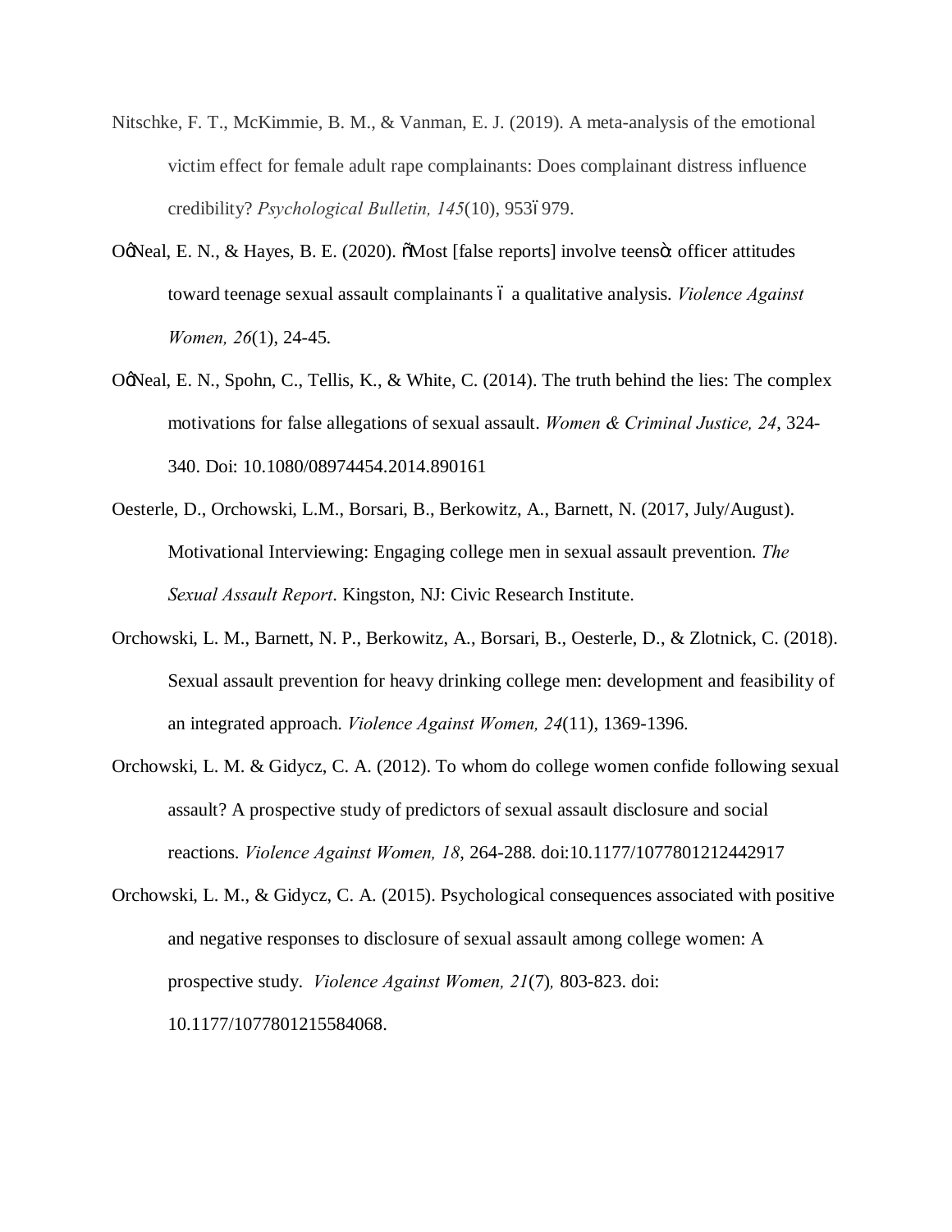Nitschke, F. T., McKimmie, B. M., & Vanman, E. J. (2019). A meta-analysis of the emotional victim effect for female adult rape complainants: Does complainant distress influence credibility? *Psychological Bulletin, 145*(10), 953ó979.

OǴNeal, E. N., & Hayes, B. E. (2020). õMost [false reports] involve teensö: officer attitudes toward teenage sexual assault complainants ó a qualitative analysis. *Violence Against Women, 26*(1), 24-45.

OǴNeal, E. N., Spohn, C., Tellis, K., & White, C. (2014). The truth behind the lies: The complex motivations for false allegations of sexual assault. *Women & Criminal Justice, 24*, 324-340. Doi: 10.1080/08974454.2014.890161

Oesterle, D., Orchowski, L.M., Borsari, B., Berkowitz, A., Barnett, N. (2017, July/August). Motivational Interviewing: Engaging college men in sexual assault prevention. *The Sexual Assault Report*. Kingston, NJ: Civic Research Institute.

Orchowski, L. M., Barnett, N. P., Berkowitz, A., Borsari, B., Oesterle, D., & Zlotnick, C. (2018). Sexual assault prevention for heavy drinking college men: development and feasibility of an integrated approach. *Violence Against Women, 24*(11), 1369-1396.

Orchowski, L. M. & Gidycz, C. A. (2012). To whom do college women confide following sexual assault? A prospective study of predictors of sexual assault disclosure and social reactions. *Violence Against Women, 18*, 264-288. doi:10.1177/1077801212442917

Orchowski, L. M., & Gidycz, C. A. (2015). Psychological consequences associated with positive and negative responses to disclosure of sexual assault among college women: A prospective study. *Violence Against Women, 21*(7), 803-823. doi: 10.1177/1077801215584068.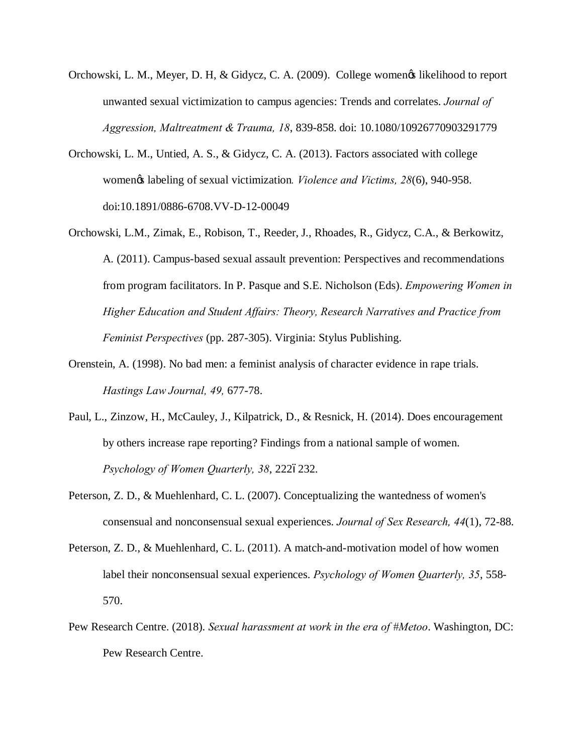Orchowski, L. M., Meyer, D. H, & Gidycz, C. A. (2009). College womenö likelihood to report unwanted sexual victimization to campus agencies: Trends and correlates. *Journal of Aggression, Maltreatment & Trauma, 18*, 839-858. doi: 10.1080/10926770903291779

Orchowski, L. M., Untied, A. S., & Gidycz, C. A. (2013). Factors associated with college womenö labeling of sexual victimization. *Violence and Victims, 28*(6), 940-958. doi:10.1891/0886-6708.VV-D-12-00049

Orchowski, L.M., Zimak, E., Robison, T., Reeder, J., Rhoades, R., Gidycz, C.A., & Berkowitz, A. (2011). Campus-based sexual assault prevention: Perspectives and recommendations from program facilitators. In P. Pasque and S.E. Nicholson (Eds). *Empowering Women in Higher Education and Student Affairs: Theory, Research Narratives and Practice from Feminist Perspectives* (pp. 287-305). Virginia: Stylus Publishing.

Orenstein, A. (1998). No bad men: a feminist analysis of character evidence in rape trials. *Hastings Law Journal, 49,* 677-78.

Paul, L., Zinzow, H., McCauley, J., Kilpatrick, D., & Resnick, H. (2014). Does encouragement by others increase rape reporting? Findings from a national sample of women. *Psychology of Women Quarterly, 38*, 222ó232.

Peterson, Z. D., & Muehlenhard, C. L. (2007). Conceptualizing the wantedness of women's consensual and nonconsensual sexual experiences. *Journal of Sex Research, 44*(1), 72-88.

Peterson, Z. D., & Muehlenhard, C. L. (2011). A match-and-motivation model of how women label their nonconsensual sexual experiences. *Psychology of Women Quarterly, 35*, 558-570.

Pew Research Centre. (2018). *Sexual harassment at work in the era of #Metoo*. Washington, DC: Pew Research Centre.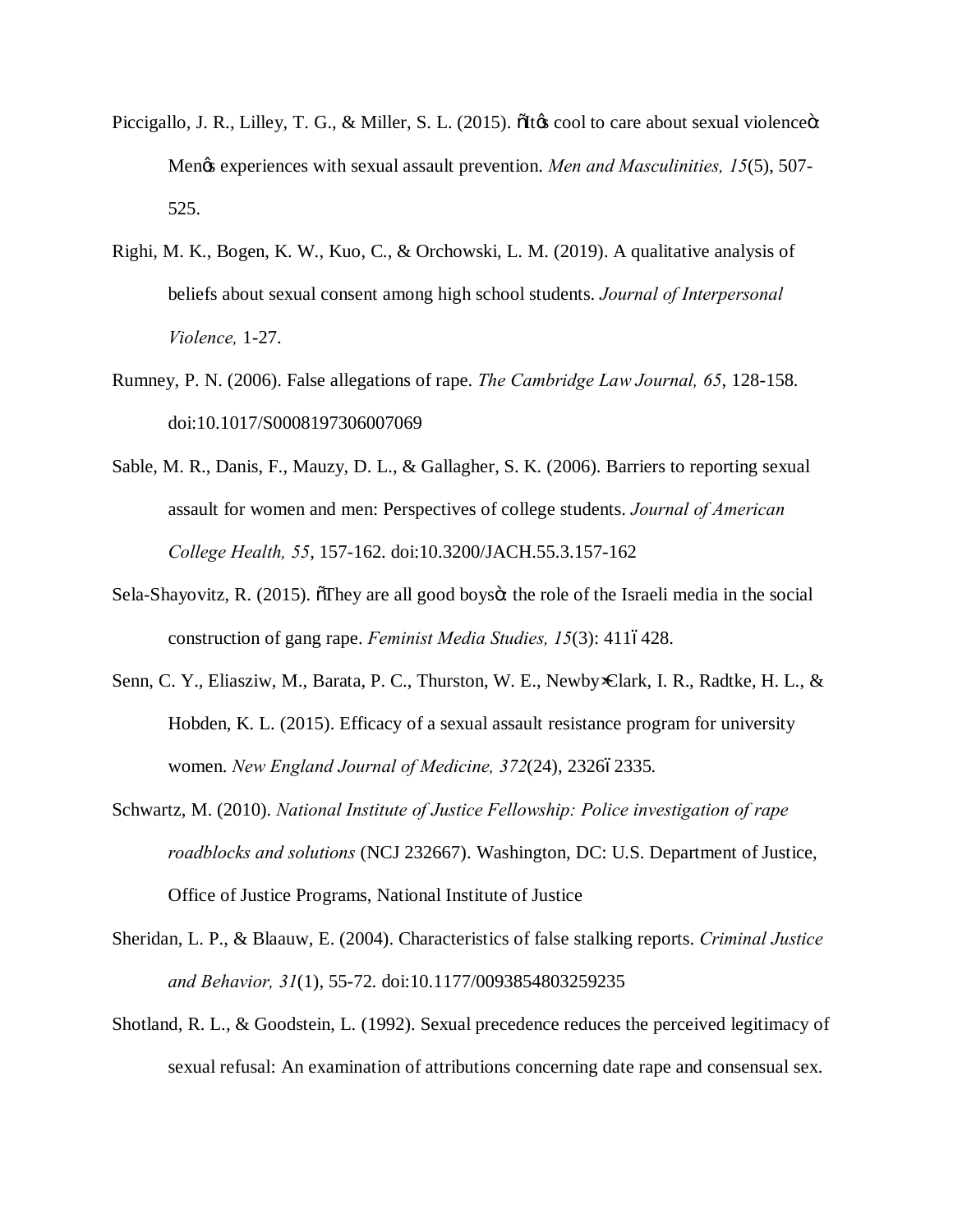Piccigallo, J. R., Lilley, T. G., & Miller, S. L. (2015). õItøs cool to care about sexual violenceö: Menøs experiences with sexual assault prevention. *Men and Masculinities, 15*(5), 507-525.

Righi, M. K., Bogen, K. W., Kuo, C., & Orchowski, L. M. (2019). A qualitative analysis of beliefs about sexual consent among high school students. *Journal of Interpersonal Violence,* 1-27.

Rumney, P. N. (2006). False allegations of rape. *The Cambridge Law Journal, 65*, 128-158. doi:10.1017/S0008197306007069

Sable, M. R., Danis, F., Mauzy, D. L., & Gallagher, S. K. (2006). Barriers to reporting sexual assault for women and men: Perspectives of college students. *Journal of American College Health, 55*, 157-162. doi:10.3200/JACH.55.3.157-162

Sela-Shayovitz, R. (2015). õThey are all good boysö: the role of the Israeli media in the social construction of gang rape. *Feminist Media Studies, 15*(3): 411ó428.

Senn, C. Y., Eliasziw, M., Barata, P. C., Thurston, W. E., Newby‐Clark, I. R., Radtke, H. L., & Hobden, K. L. (2015). Efficacy of a sexual assault resistance program for university women. *New England Journal of Medicine, 372*(24), 2326ó2335.

Schwartz, M. (2010). *National Institute of Justice Fellowship: Police investigation of rape roadblocks and solutions* (NCJ 232667). Washington, DC: U.S. Department of Justice, Office of Justice Programs, National Institute of Justice

Sheridan, L. P., & Blaauw, E. (2004). Characteristics of false stalking reports. *Criminal Justice and Behavior, 31*(1), 55-72. doi:10.1177/0093854803259235

Shotland, R. L., & Goodstein, L. (1992). Sexual precedence reduces the perceived legitimacy of sexual refusal: An examination of attributions concerning date rape and consensual sex.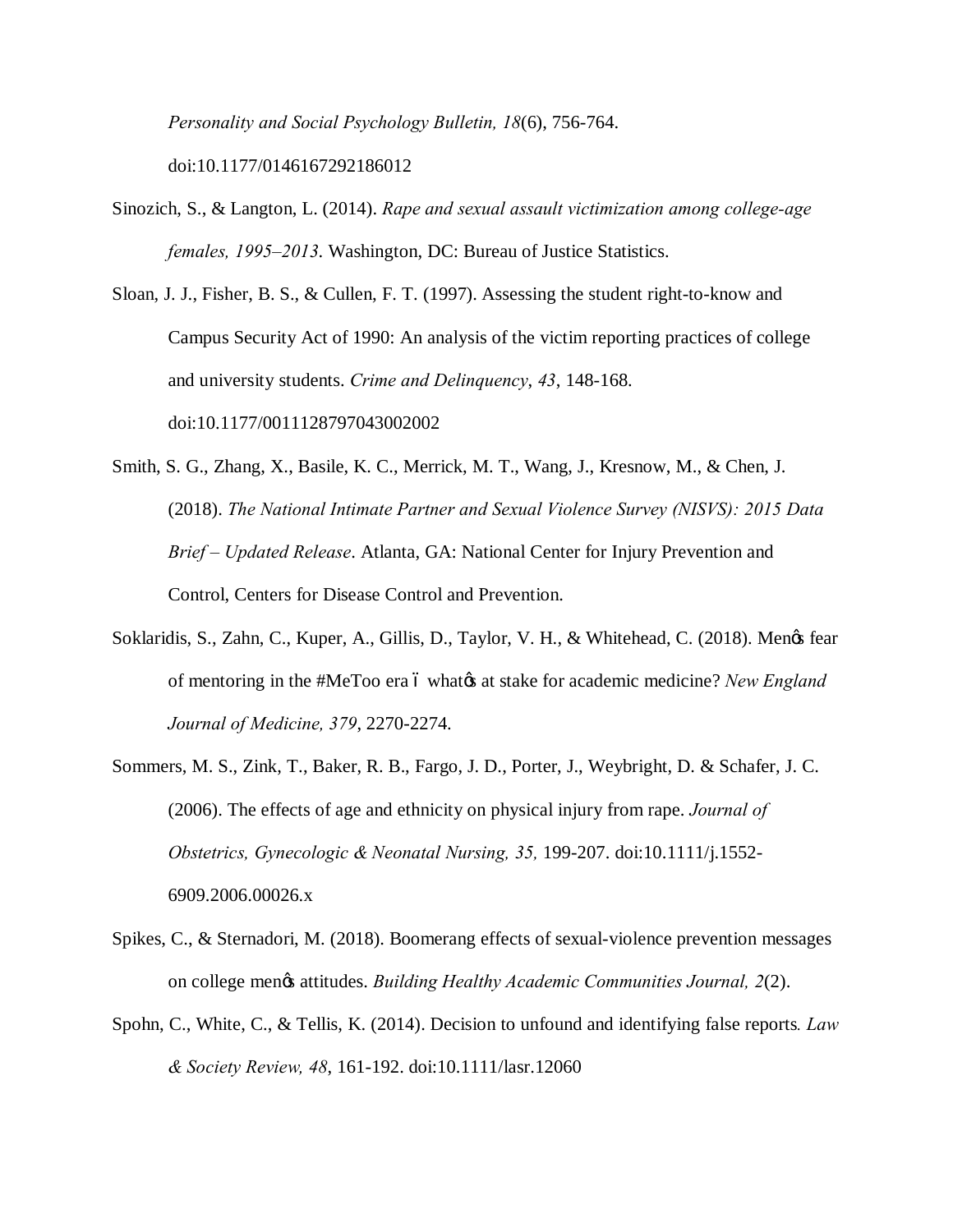*Personality and Social Psychology Bulletin, 18*(6), 756-764. doi:10.1177/0146167292186012

Sinozich, S., & Langton, L. (2014). *Rape and sexual assault victimization among college-age females, 1995–2013*. Washington, DC: Bureau of Justice Statistics.

Sloan, J. J., Fisher, B. S., & Cullen, F. T. (1997). Assessing the student right-to-know and Campus Security Act of 1990: An analysis of the victim reporting practices of college and university students. *Crime and Delinquency*, *43*, 148-168. doi:10.1177/0011128797043002002

Smith, S. G., Zhang, X., Basile, K. C., Merrick, M. T., Wang, J., Kresnow, M., & Chen, J. (2018). *The National Intimate Partner and Sexual Violence Survey (NISVS): 2015 Data Brief – Updated Release*. Atlanta, GA: National Center for Injury Prevention and Control, Centers for Disease Control and Prevention.

Soklaridis, S., Zahn, C., Kuper, A., Gillis, D., Taylor, V. H., & Whitehead, C. (2018). Men's fear of mentoring in the #MeToo era – what's at stake for academic medicine? *New England Journal of Medicine, 379*, 2270-2274.

Sommers, M. S., Zink, T., Baker, R. B., Fargo, J. D., Porter, J., Weybright, D. & Schafer, J. C. (2006). The effects of age and ethnicity on physical injury from rape. *Journal of Obstetrics, Gynecologic & Neonatal Nursing, 35,* 199-207. doi:10.1111/j.1552-6909.2006.00026.x

Spikes, C., & Sternadori, M. (2018). Boomerang effects of sexual-violence prevention messages on college men's attitudes. *Building Healthy Academic Communities Journal, 2*(2).

Spohn, C., White, C., & Tellis, K. (2014). Decision to unfound and identifying false reports*. Law & Society Review, 48*, 161-192. doi:10.1111/lasr.12060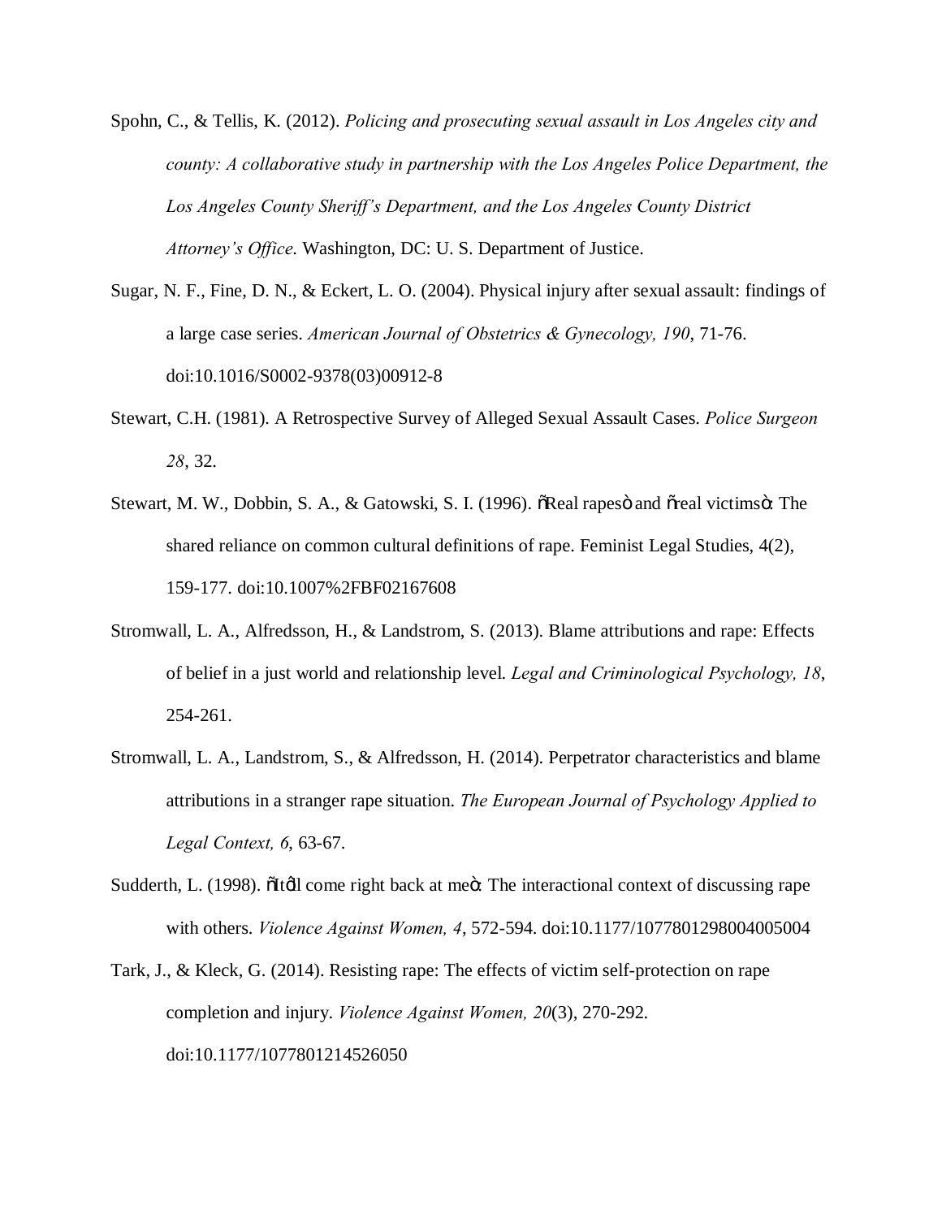Spohn, C., & Tellis, K. (2012). *Policing and prosecuting sexual assault in Los Angeles city and county: A collaborative study in partnership with the Los Angeles Police Department, the Los Angeles County Sheriff's Department, and the Los Angeles County District Attorney's Office*. Washington, DC: U. S. Department of Justice.

Sugar, N. F., Fine, D. N., & Eckert, L. O. (2004). Physical injury after sexual assault: findings of a large case series. *American Journal of Obstetrics & Gynecology, 190*, 71-76. doi:10.1016/S0002-9378(03)00912-8

Stewart, C.H. (1981). A Retrospective Survey of Alleged Sexual Assault Cases. *Police Surgeon 28*, 32.

Stewart, M. W., Dobbin, S. A., & Gatowski, S. I. (1996). õReal rapesö and õreal victimsö: The shared reliance on common cultural definitions of rape. Feminist Legal Studies, 4(2), 159-177. doi:10.1007%2FBF02167608

Stromwall, L. A., Alfredsson, H., & Landstrom, S. (2013). Blame attributions and rape: Effects of belief in a just world and relationship level. *Legal and Criminological Psychology, 18*, 254-261.

Stromwall, L. A., Landstrom, S., & Alfredsson, H. (2014). Perpetrator characteristics and blame attributions in a stranger rape situation. *The European Journal of Psychology Applied to Legal Context, 6*, 63-67.

Sudderth, L. (1998). õItøll come right back at meö: The interactional context of discussing rape with others. *Violence Against Women, 4*, 572-594. doi:10.1177/1077801298004005004

Tark, J., & Kleck, G. (2014). Resisting rape: The effects of victim self-protection on rape completion and injury. *Violence Against Women, 20*(3), 270-292. doi:10.1177/1077801214526050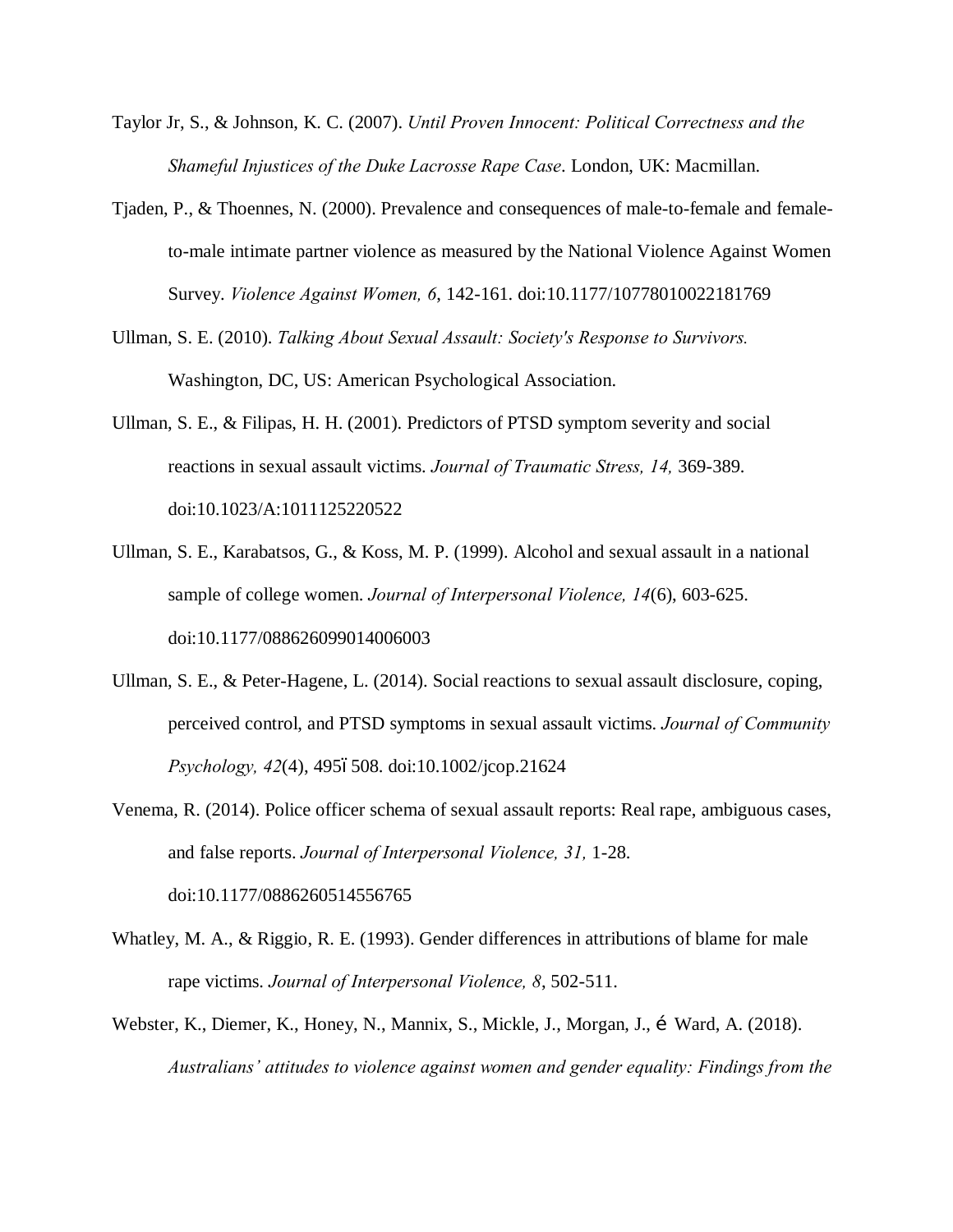Taylor Jr, S., & Johnson, K. C. (2007). *Until Proven Innocent: Political Correctness and the Shameful Injustices of the Duke Lacrosse Rape Case*. London, UK: Macmillan.

Tjaden, P., & Thoennes, N. (2000). Prevalence and consequences of male-to-female and female-to-male intimate partner violence as measured by the National Violence Against Women Survey. *Violence Against Women, 6*, 142-161. doi:10.1177/10778010022181769

Ullman, S. E. (2010). *Talking About Sexual Assault: Society's Response to Survivors.* Washington, DC, US: American Psychological Association.

Ullman, S. E., & Filipas, H. H. (2001). Predictors of PTSD symptom severity and social reactions in sexual assault victims. *Journal of Traumatic Stress, 14,* 369-389. doi:10.1023/A:1011125220522

Ullman, S. E., Karabatsos, G., & Koss, M. P. (1999). Alcohol and sexual assault in a national sample of college women. *Journal of Interpersonal Violence, 14*(6), 603-625. doi:10.1177/088626099014006003

Ullman, S. E., & Peter-Hagene, L. (2014). Social reactions to sexual assault disclosure, coping, perceived control, and PTSD symptoms in sexual assault victims. *Journal of Community Psychology, 42*(4), 495ï508. doi:10.1002/jcop.21624

Venema, R. (2014). Police officer schema of sexual assault reports: Real rape, ambiguous cases, and false reports. *Journal of Interpersonal Violence, 31,* 1-28. doi:10.1177/0886260514556765

Whatley, M. A., & Riggio, R. E. (1993). Gender differences in attributions of blame for male rape victims. *Journal of Interpersonal Violence, 8*, 502-511.

Webster, K., Diemer, K., Honey, N., Mannix, S., Mickle, J., Morgan, J., é Ward, A. (2018). *Australians' attitudes to violence against women and gender equality: Findings from the*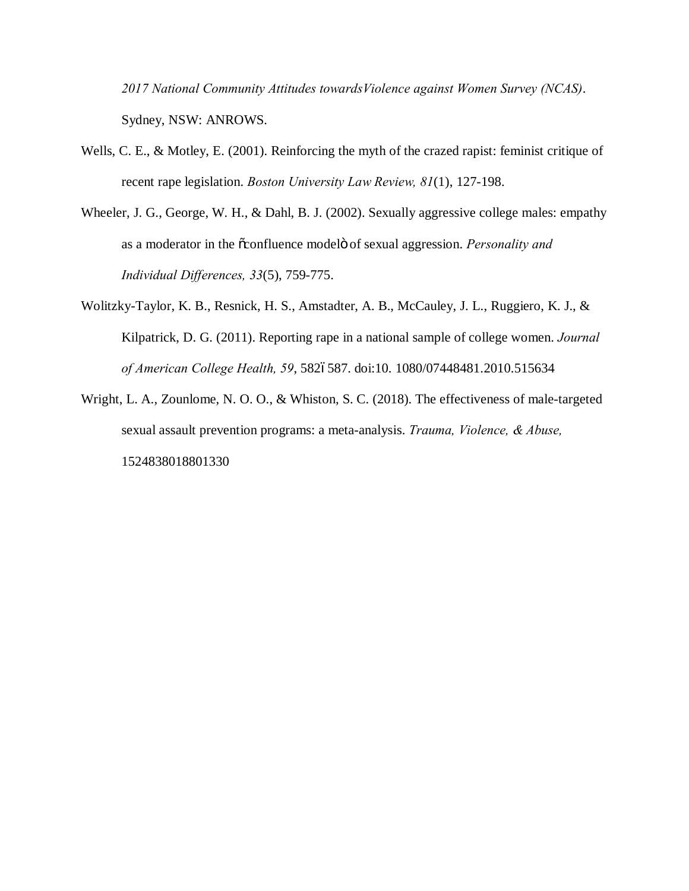*2017 National Community Attitudes towardsViolence against Women Survey (NCAS)*. Sydney, NSW: ANROWS.

Wells, C. E., & Motley, E. (2001). Reinforcing the myth of the crazed rapist: feminist critique of recent rape legislation. *Boston University Law Review, 81*(1), 127-198.

Wheeler, J. G., George, W. H., & Dahl, B. J. (2002). Sexually aggressive college males: empathy as a moderator in the õconfluence modelö of sexual aggression. *Personality and Individual Differences, 33*(5), 759-775.

Wolitzky-Taylor, K. B., Resnick, H. S., Amstadter, A. B., McCauley, J. L., Ruggiero, K. J., & Kilpatrick, D. G. (2011). Reporting rape in a national sample of college women. *Journal of American College Health, 59*, 582ó587. doi:10. 1080/07448481.2010.515634

Wright, L. A., Zounlome, N. O. O., & Whiston, S. C. (2018). The effectiveness of male-targeted sexual assault prevention programs: a meta-analysis. *Trauma, Violence, & Abuse,* 1524838018801330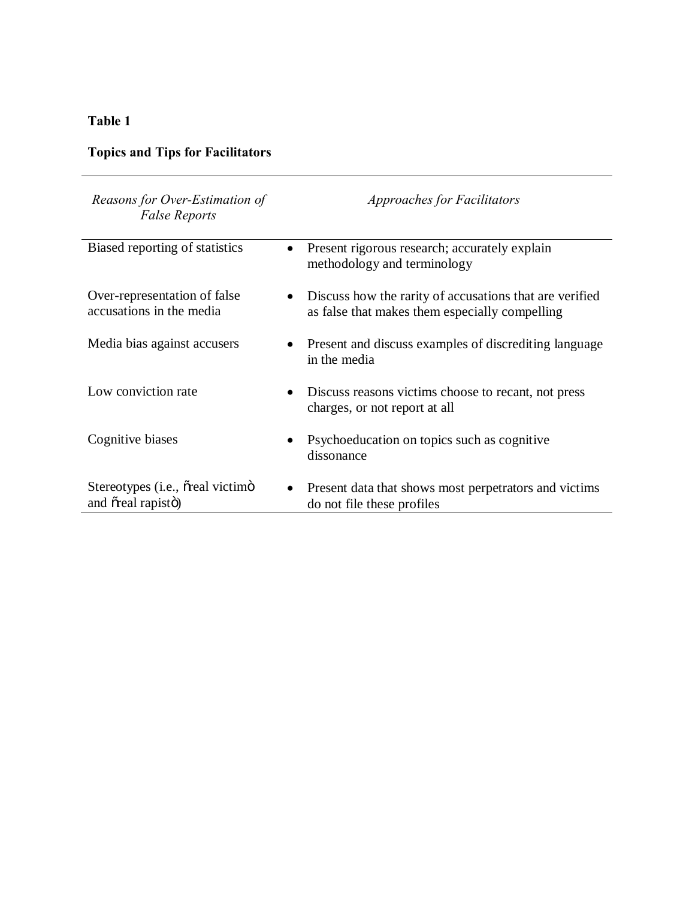**Table 1**

**Topics and Tips for Facilitators**

| *Reasons for Over-Estimation of False Reports* | *Approaches for Facilitators* |
|---|---|
| Biased reporting of statistics | • Present rigorous research; accurately explain methodology and terminology |
| Over-representation of false accusations in the media | • Discuss how the rarity of accusations that are verified as false that makes them especially compelling |
| Media bias against accusers | • Present and discuss examples of discrediting language in the media |
| Low conviction rate | • Discuss reasons victims choose to recant, not press charges, or not report at all |
| Cognitive biases | • Psychoeducation on topics such as cognitive dissonance |
| Stereotypes (i.e., ñreal victimò and ñreal rapistò) | • Present data that shows most perpetrators and victims do not file these profiles |